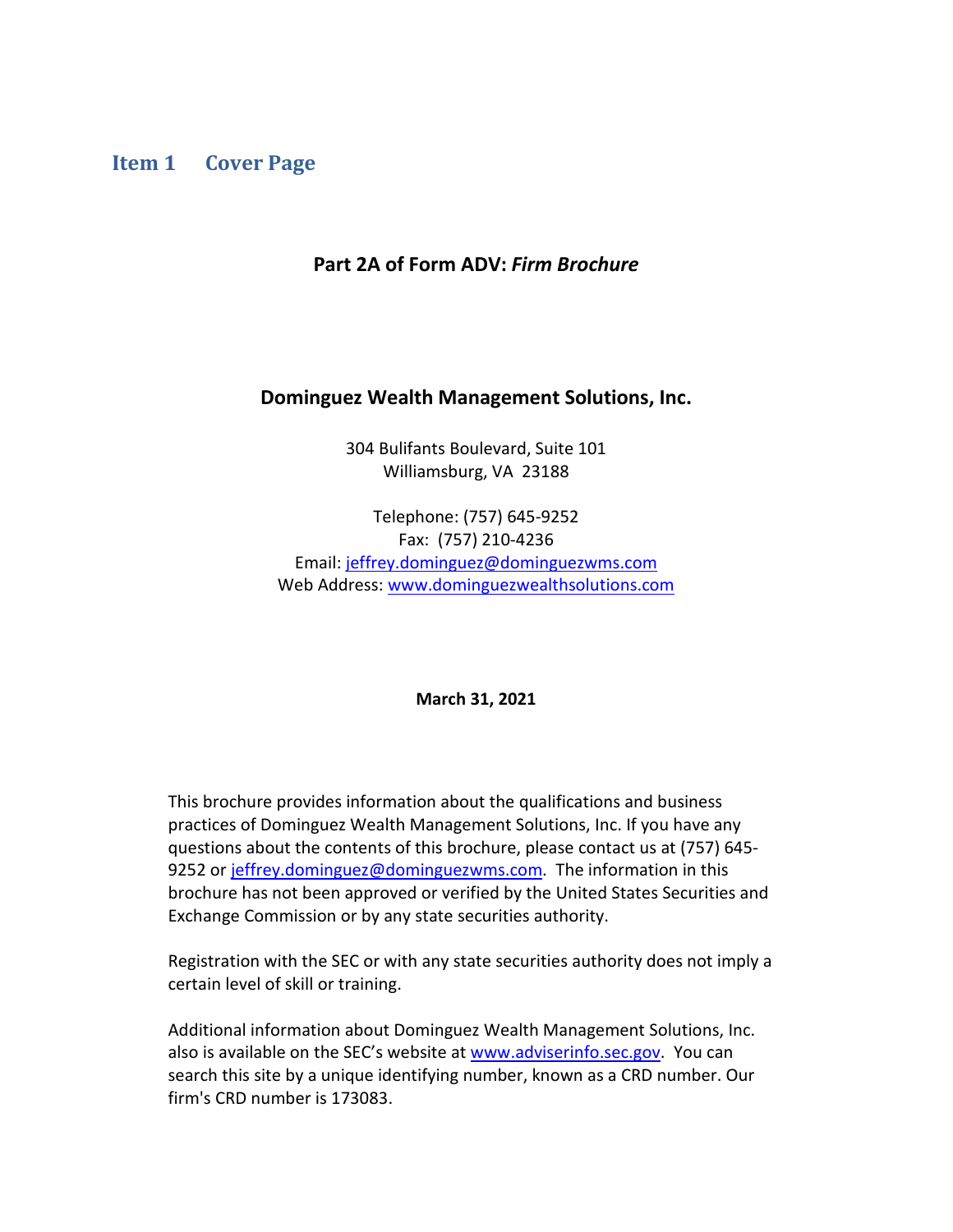# Item 1 Cover Page

**Part 2A of Form ADV:** ***Firm Brochure***

**Dominguez Wealth Management Solutions, Inc.**

304 Bulifants Boulevard, Suite 101
Williamsburg, VA 23188

Telephone: (757) 645-9252
Fax: (757) 210-4236
Email: jeffrey.dominguez@dominguezwms.com
Web Address: www.dominguezwealthsolutions.com

**March 31, 2021**

This brochure provides information about the qualifications and business practices of Dominguez Wealth Management Solutions, Inc. If you have any questions about the contents of this brochure, please contact us at (757) 645-9252 or jeffrey.dominguez@dominguezwms.com. The information in this brochure has not been approved or verified by the United States Securities and Exchange Commission or by any state securities authority.

Registration with the SEC or with any state securities authority does not imply a certain level of skill or training.

Additional information about Dominguez Wealth Management Solutions, Inc. also is available on the SEC's website at www.adviserinfo.sec.gov. You can search this site by a unique identifying number, known as a CRD number. Our firm's CRD number is 173083.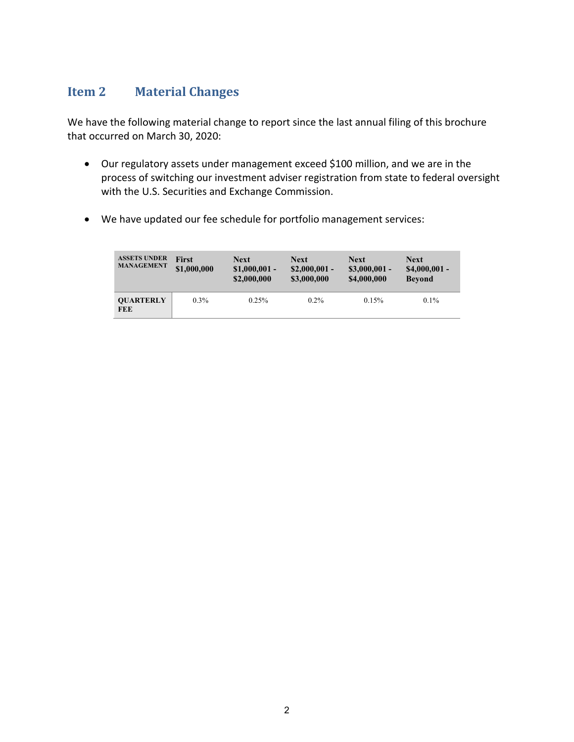## Item 2 Material Changes

We have the following material change to report since the last annual filing of this brochure that occurred on March 30, 2020:

- Our regulatory assets under management exceed $100 million, and we are in the process of switching our investment adviser registration from state to federal oversight with the U.S. Securities and Exchange Commission.

- We have updated our fee schedule for portfolio management services:

| ASSETS UNDER MANAGEMENT | First $1,000,000 | Next $1,000,001 - $2,000,000 | Next $2,000,001 - $3,000,000 | Next $3,000,001 - $4,000,000 | Next $4,000,001 - Beyond |
|---|---|---|---|---|---|
| QUARTERLY FEE | 0.3% | 0.25% | 0.2% | 0.15% | 0.1% |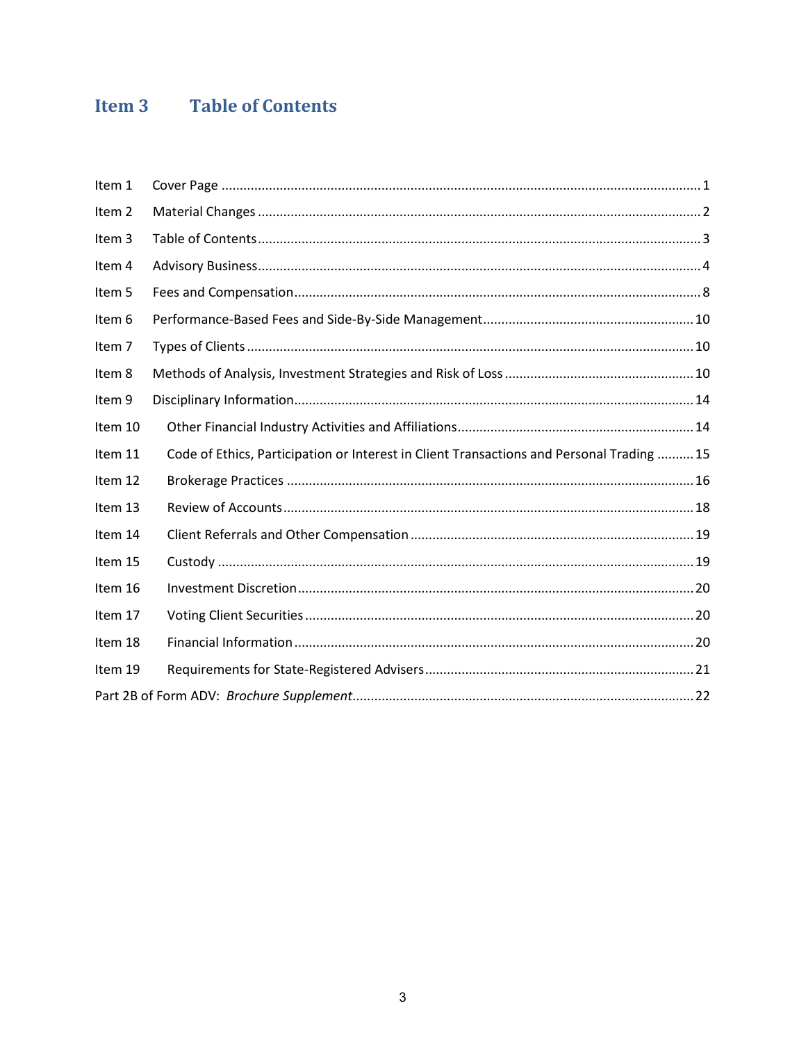# Item 3 Table of Contents

| | | |
|---|---|---|
| Item 1 | Cover Page | 1 |
| Item 2 | Material Changes | 2 |
| Item 3 | Table of Contents | 3 |
| Item 4 | Advisory Business | 4 |
| Item 5 | Fees and Compensation | 8 |
| Item 6 | Performance-Based Fees and Side-By-Side Management | 10 |
| Item 7 | Types of Clients | 10 |
| Item 8 | Methods of Analysis, Investment Strategies and Risk of Loss | 10 |
| Item 9 | Disciplinary Information | 14 |
| Item 10 | Other Financial Industry Activities and Affiliations | 14 |
| Item 11 | Code of Ethics, Participation or Interest in Client Transactions and Personal Trading | 15 |
| Item 12 | Brokerage Practices | 16 |
| Item 13 | Review of Accounts | 18 |
| Item 14 | Client Referrals and Other Compensation | 19 |
| Item 15 | Custody | 19 |
| Item 16 | Investment Discretion | 20 |
| Item 17 | Voting Client Securities | 20 |
| Item 18 | Financial Information | 20 |
| Item 19 | Requirements for State-Registered Advisers | 21 |
| Part 2B of Form ADV: *Brochure Supplement* | | 22 |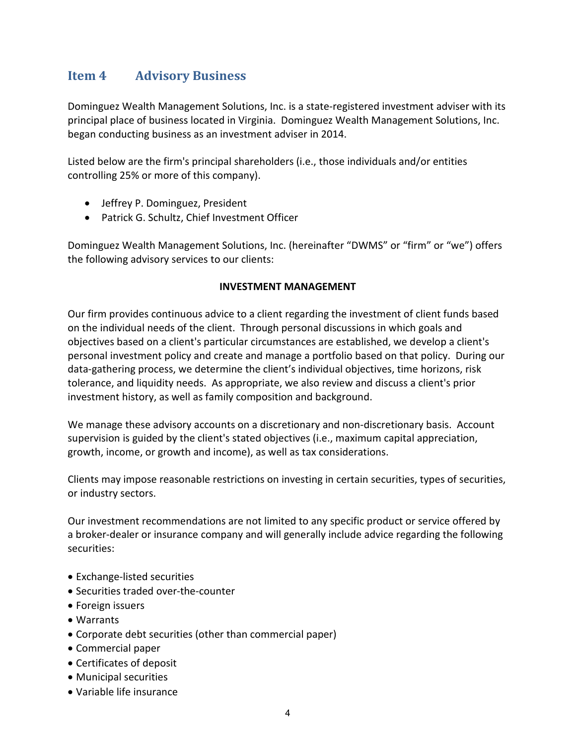## Item 4 Advisory Business

Dominguez Wealth Management Solutions, Inc. is a state-registered investment adviser with its principal place of business located in Virginia. Dominguez Wealth Management Solutions, Inc. began conducting business as an investment adviser in 2014.

Listed below are the firm's principal shareholders (i.e., those individuals and/or entities controlling 25% or more of this company).

- Jeffrey P. Dominguez, President
- Patrick G. Schultz, Chief Investment Officer

Dominguez Wealth Management Solutions, Inc. (hereinafter "DWMS" or "firm" or "we") offers the following advisory services to our clients:

**INVESTMENT MANAGEMENT**

Our firm provides continuous advice to a client regarding the investment of client funds based on the individual needs of the client. Through personal discussions in which goals and objectives based on a client's particular circumstances are established, we develop a client's personal investment policy and create and manage a portfolio based on that policy. During our data-gathering process, we determine the client's individual objectives, time horizons, risk tolerance, and liquidity needs. As appropriate, we also review and discuss a client's prior investment history, as well as family composition and background.

We manage these advisory accounts on a discretionary and non-discretionary basis. Account supervision is guided by the client's stated objectives (i.e., maximum capital appreciation, growth, income, or growth and income), as well as tax considerations.

Clients may impose reasonable restrictions on investing in certain securities, types of securities, or industry sectors.

Our investment recommendations are not limited to any specific product or service offered by a broker-dealer or insurance company and will generally include advice regarding the following securities:

- Exchange-listed securities
- Securities traded over-the-counter
- Foreign issuers
- Warrants
- Corporate debt securities (other than commercial paper)
- Commercial paper
- Certificates of deposit
- Municipal securities
- Variable life insurance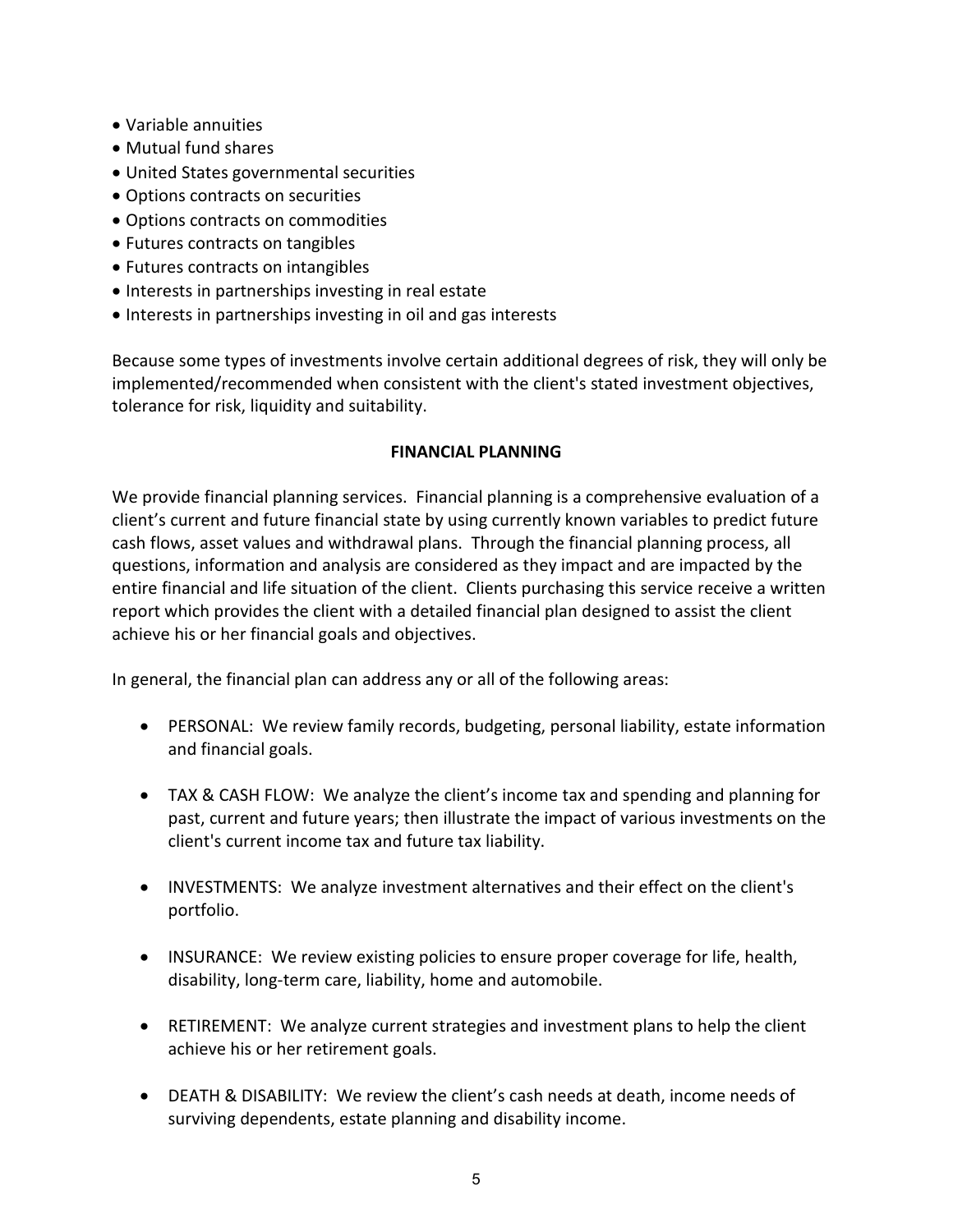- Variable annuities
- Mutual fund shares
- United States governmental securities
- Options contracts on securities
- Options contracts on commodities
- Futures contracts on tangibles
- Futures contracts on intangibles
- Interests in partnerships investing in real estate
- Interests in partnerships investing in oil and gas interests

Because some types of investments involve certain additional degrees of risk, they will only be implemented/recommended when consistent with the client's stated investment objectives, tolerance for risk, liquidity and suitability.

## FINANCIAL PLANNING

We provide financial planning services. Financial planning is a comprehensive evaluation of a client's current and future financial state by using currently known variables to predict future cash flows, asset values and withdrawal plans. Through the financial planning process, all questions, information and analysis are considered as they impact and are impacted by the entire financial and life situation of the client. Clients purchasing this service receive a written report which provides the client with a detailed financial plan designed to assist the client achieve his or her financial goals and objectives.

In general, the financial plan can address any or all of the following areas:

- PERSONAL: We review family records, budgeting, personal liability, estate information and financial goals.

- TAX & CASH FLOW: We analyze the client's income tax and spending and planning for past, current and future years; then illustrate the impact of various investments on the client's current income tax and future tax liability.

- INVESTMENTS: We analyze investment alternatives and their effect on the client's portfolio.

- INSURANCE: We review existing policies to ensure proper coverage for life, health, disability, long-term care, liability, home and automobile.

- RETIREMENT: We analyze current strategies and investment plans to help the client achieve his or her retirement goals.

- DEATH & DISABILITY: We review the client's cash needs at death, income needs of surviving dependents, estate planning and disability income.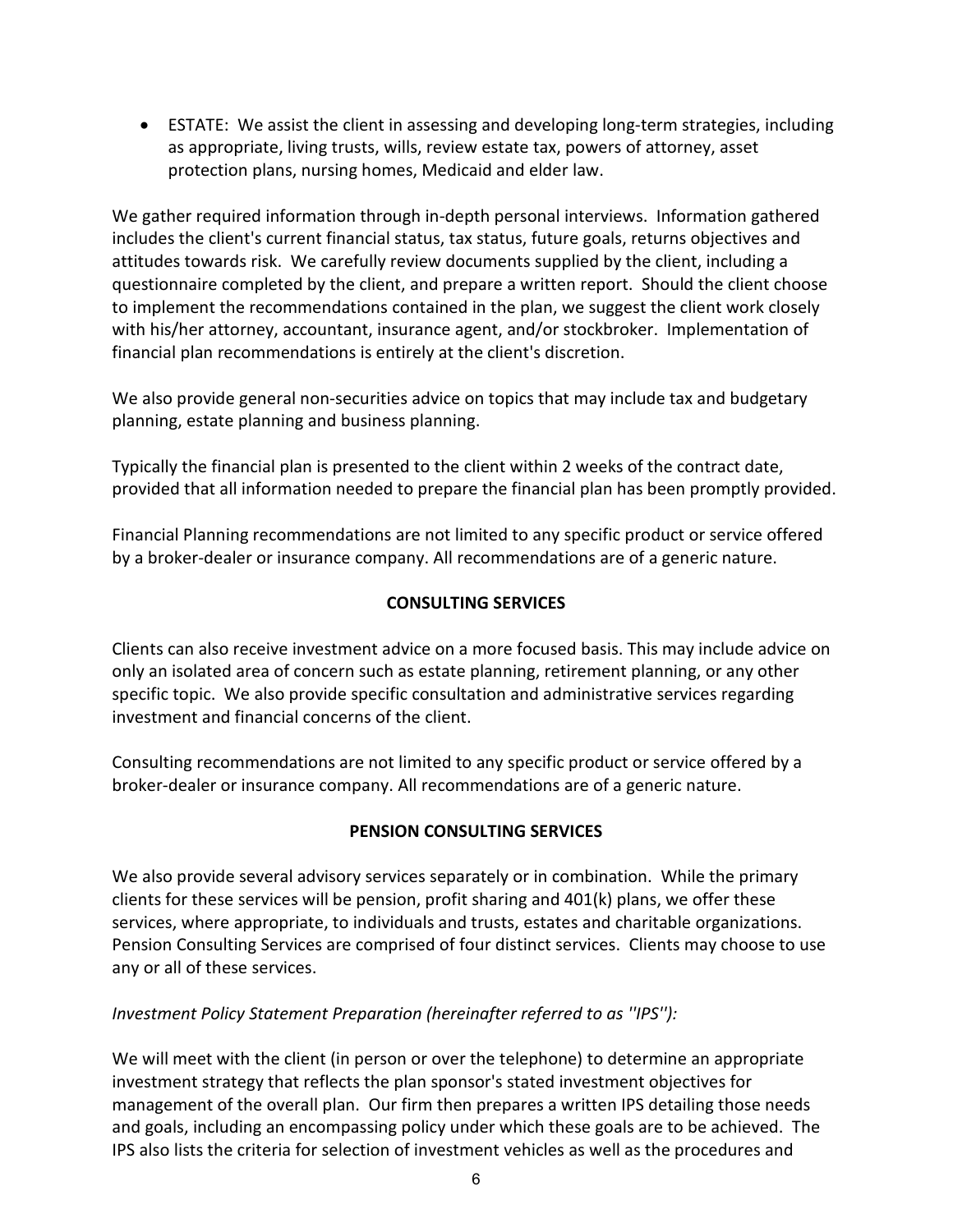- ESTATE: We assist the client in assessing and developing long-term strategies, including as appropriate, living trusts, wills, review estate tax, powers of attorney, asset protection plans, nursing homes, Medicaid and elder law.

We gather required information through in-depth personal interviews. Information gathered includes the client's current financial status, tax status, future goals, returns objectives and attitudes towards risk. We carefully review documents supplied by the client, including a questionnaire completed by the client, and prepare a written report. Should the client choose to implement the recommendations contained in the plan, we suggest the client work closely with his/her attorney, accountant, insurance agent, and/or stockbroker. Implementation of financial plan recommendations is entirely at the client's discretion.

We also provide general non-securities advice on topics that may include tax and budgetary planning, estate planning and business planning.

Typically the financial plan is presented to the client within 2 weeks of the contract date, provided that all information needed to prepare the financial plan has been promptly provided.

Financial Planning recommendations are not limited to any specific product or service offered by a broker-dealer or insurance company. All recommendations are of a generic nature.

## CONSULTING SERVICES

Clients can also receive investment advice on a more focused basis. This may include advice on only an isolated area of concern such as estate planning, retirement planning, or any other specific topic. We also provide specific consultation and administrative services regarding investment and financial concerns of the client.

Consulting recommendations are not limited to any specific product or service offered by a broker-dealer or insurance company. All recommendations are of a generic nature.

## PENSION CONSULTING SERVICES

We also provide several advisory services separately or in combination. While the primary clients for these services will be pension, profit sharing and 401(k) plans, we offer these services, where appropriate, to individuals and trusts, estates and charitable organizations. Pension Consulting Services are comprised of four distinct services. Clients may choose to use any or all of these services.

*Investment Policy Statement Preparation (hereinafter referred to as ''IPS''):*

We will meet with the client (in person or over the telephone) to determine an appropriate investment strategy that reflects the plan sponsor's stated investment objectives for management of the overall plan. Our firm then prepares a written IPS detailing those needs and goals, including an encompassing policy under which these goals are to be achieved. The IPS also lists the criteria for selection of investment vehicles as well as the procedures and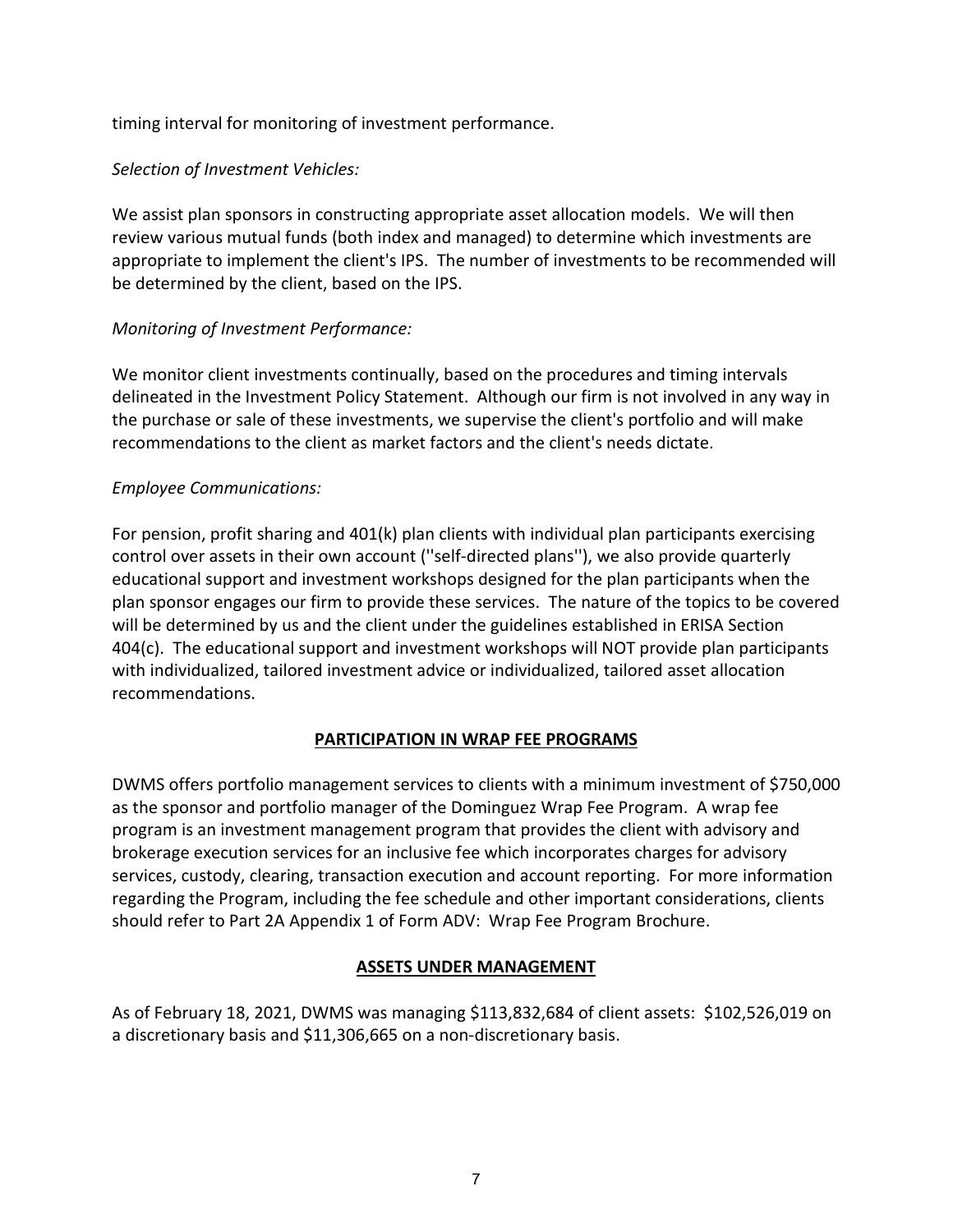timing interval for monitoring of investment performance.

*Selection of Investment Vehicles:*

We assist plan sponsors in constructing appropriate asset allocation models. We will then review various mutual funds (both index and managed) to determine which investments are appropriate to implement the client's IPS. The number of investments to be recommended will be determined by the client, based on the IPS.

*Monitoring of Investment Performance:*

We monitor client investments continually, based on the procedures and timing intervals delineated in the Investment Policy Statement. Although our firm is not involved in any way in the purchase or sale of these investments, we supervise the client's portfolio and will make recommendations to the client as market factors and the client's needs dictate.

*Employee Communications:*

For pension, profit sharing and 401(k) plan clients with individual plan participants exercising control over assets in their own account (''self-directed plans''), we also provide quarterly educational support and investment workshops designed for the plan participants when the plan sponsor engages our firm to provide these services. The nature of the topics to be covered will be determined by us and the client under the guidelines established in ERISA Section 404(c). The educational support and investment workshops will NOT provide plan participants with individualized, tailored investment advice or individualized, tailored asset allocation recommendations.

## PARTICIPATION IN WRAP FEE PROGRAMS

DWMS offers portfolio management services to clients with a minimum investment of $750,000 as the sponsor and portfolio manager of the Dominguez Wrap Fee Program. A wrap fee program is an investment management program that provides the client with advisory and brokerage execution services for an inclusive fee which incorporates charges for advisory services, custody, clearing, transaction execution and account reporting. For more information regarding the Program, including the fee schedule and other important considerations, clients should refer to Part 2A Appendix 1 of Form ADV: Wrap Fee Program Brochure.

## ASSETS UNDER MANAGEMENT

As of February 18, 2021, DWMS was managing $113,832,684 of client assets: $102,526,019 on a discretionary basis and $11,306,665 on a non-discretionary basis.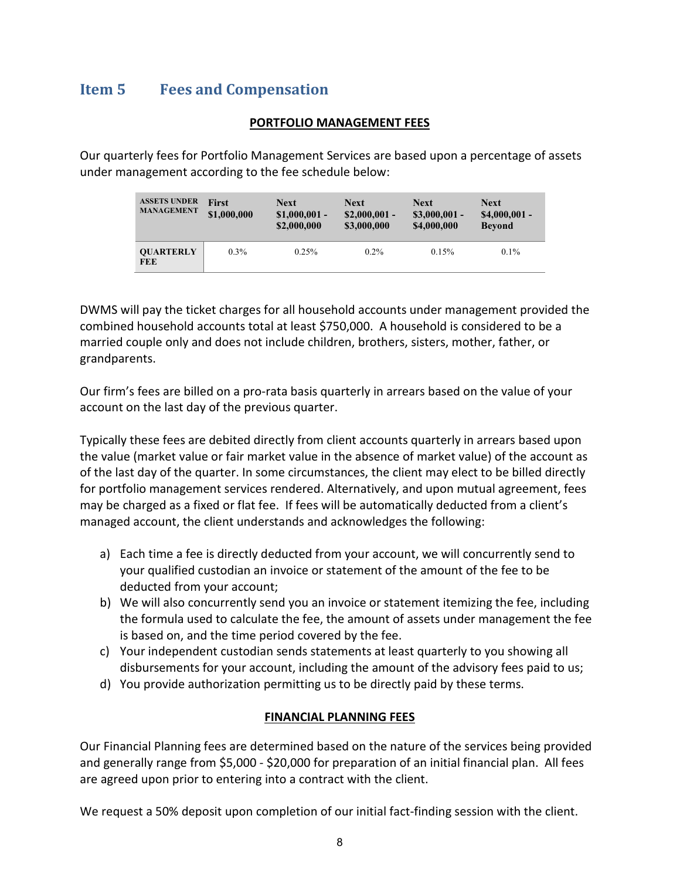## Item 5 Fees and Compensation

**PORTFOLIO MANAGEMENT FEES**

Our quarterly fees for Portfolio Management Services are based upon a percentage of assets under management according to the fee schedule below:

| ASSETS UNDER MANAGEMENT | First $1,000,000 | Next $1,000,001 - $2,000,000 | Next $2,000,001 - $3,000,000 | Next $3,000,001 - $4,000,000 | Next $4,000,001 - Beyond |
|---|---|---|---|---|---|
| QUARTERLY FEE | 0.3% | 0.25% | 0.2% | 0.15% | 0.1% |

DWMS will pay the ticket charges for all household accounts under management provided the combined household accounts total at least $750,000. A household is considered to be a married couple only and does not include children, brothers, sisters, mother, father, or grandparents.

Our firm's fees are billed on a pro-rata basis quarterly in arrears based on the value of your account on the last day of the previous quarter.

Typically these fees are debited directly from client accounts quarterly in arrears based upon the value (market value or fair market value in the absence of market value) of the account as of the last day of the quarter. In some circumstances, the client may elect to be billed directly for portfolio management services rendered. Alternatively, and upon mutual agreement, fees may be charged as a fixed or flat fee. If fees will be automatically deducted from a client's managed account, the client understands and acknowledges the following:

a) Each time a fee is directly deducted from your account, we will concurrently send to your qualified custodian an invoice or statement of the amount of the fee to be deducted from your account;
b) We will also concurrently send you an invoice or statement itemizing the fee, including the formula used to calculate the fee, the amount of assets under management the fee is based on, and the time period covered by the fee.
c) Your independent custodian sends statements at least quarterly to you showing all disbursements for your account, including the amount of the advisory fees paid to us;
d) You provide authorization permitting us to be directly paid by these terms.

**FINANCIAL PLANNING FEES**

Our Financial Planning fees are determined based on the nature of the services being provided and generally range from $5,000 - $20,000 for preparation of an initial financial plan. All fees are agreed upon prior to entering into a contract with the client.

We request a 50% deposit upon completion of our initial fact-finding session with the client.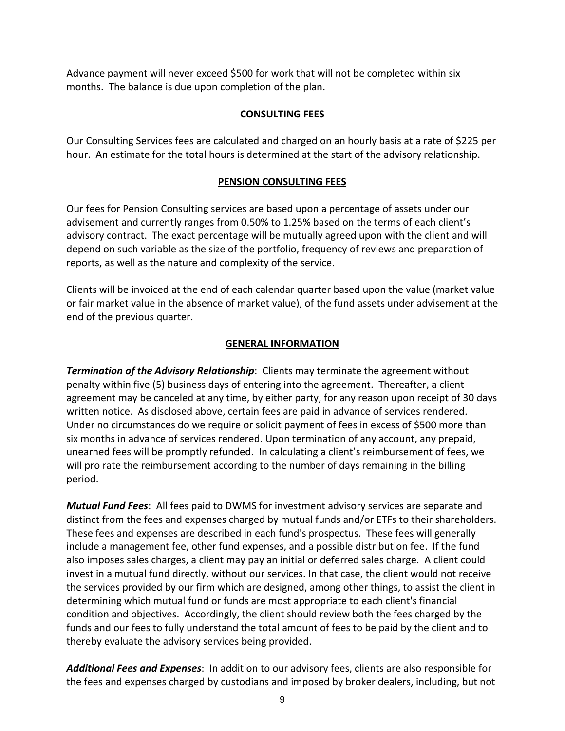Advance payment will never exceed $500 for work that will not be completed within six months. The balance is due upon completion of the plan.

## CONSULTING FEES

Our Consulting Services fees are calculated and charged on an hourly basis at a rate of $225 per hour. An estimate for the total hours is determined at the start of the advisory relationship.

## PENSION CONSULTING FEES

Our fees for Pension Consulting services are based upon a percentage of assets under our advisement and currently ranges from 0.50% to 1.25% based on the terms of each client's advisory contract. The exact percentage will be mutually agreed upon with the client and will depend on such variable as the size of the portfolio, frequency of reviews and preparation of reports, as well as the nature and complexity of the service.

Clients will be invoiced at the end of each calendar quarter based upon the value (market value or fair market value in the absence of market value), of the fund assets under advisement at the end of the previous quarter.

## GENERAL INFORMATION

***Termination of the Advisory Relationship***: Clients may terminate the agreement without penalty within five (5) business days of entering into the agreement. Thereafter, a client agreement may be canceled at any time, by either party, for any reason upon receipt of 30 days written notice. As disclosed above, certain fees are paid in advance of services rendered. Under no circumstances do we require or solicit payment of fees in excess of $500 more than six months in advance of services rendered. Upon termination of any account, any prepaid, unearned fees will be promptly refunded. In calculating a client's reimbursement of fees, we will pro rate the reimbursement according to the number of days remaining in the billing period.

***Mutual Fund Fees***: All fees paid to DWMS for investment advisory services are separate and distinct from the fees and expenses charged by mutual funds and/or ETFs to their shareholders. These fees and expenses are described in each fund's prospectus. These fees will generally include a management fee, other fund expenses, and a possible distribution fee. If the fund also imposes sales charges, a client may pay an initial or deferred sales charge. A client could invest in a mutual fund directly, without our services. In that case, the client would not receive the services provided by our firm which are designed, among other things, to assist the client in determining which mutual fund or funds are most appropriate to each client's financial condition and objectives. Accordingly, the client should review both the fees charged by the funds and our fees to fully understand the total amount of fees to be paid by the client and to thereby evaluate the advisory services being provided.

***Additional Fees and Expenses***: In addition to our advisory fees, clients are also responsible for the fees and expenses charged by custodians and imposed by broker dealers, including, but not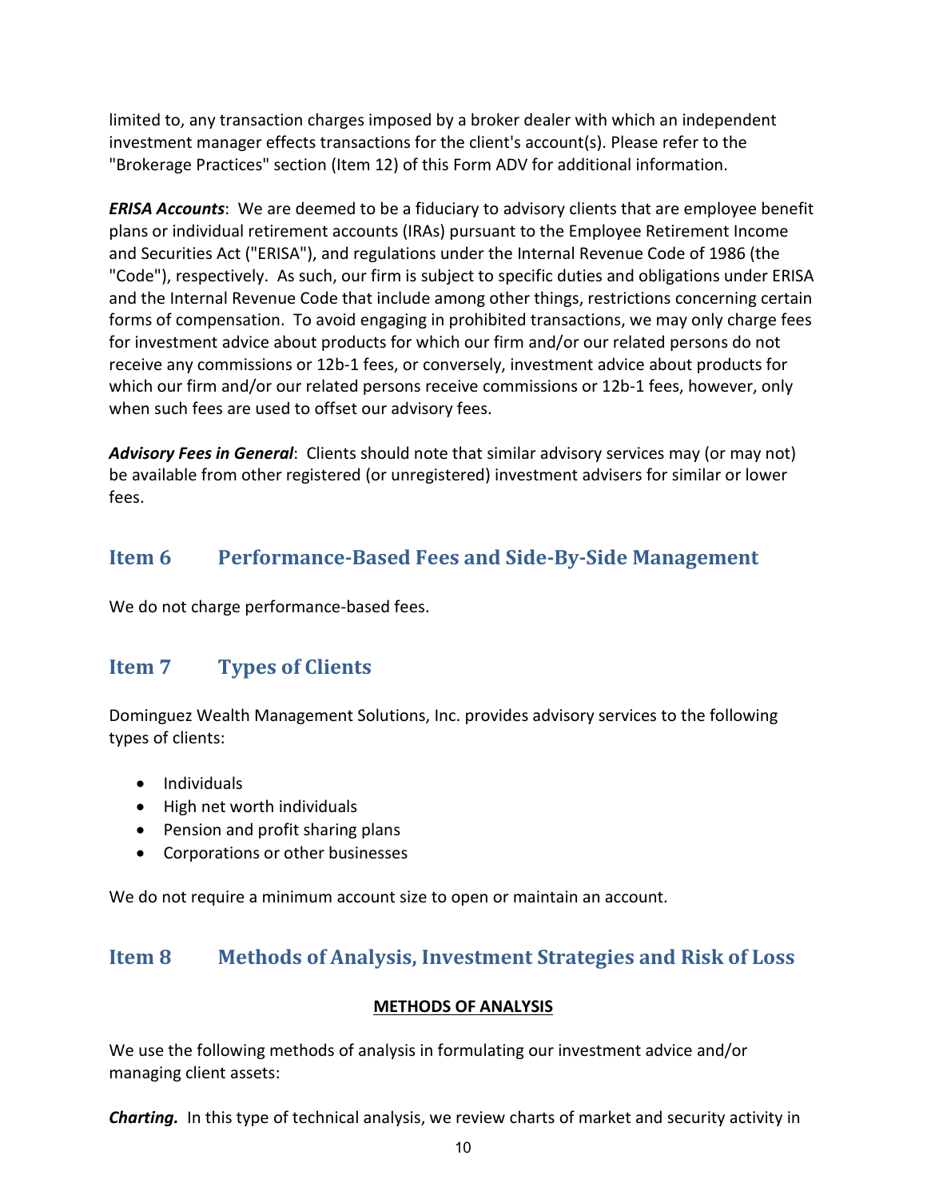limited to, any transaction charges imposed by a broker dealer with which an independent investment manager effects transactions for the client's account(s). Please refer to the "Brokerage Practices" section (Item 12) of this Form ADV for additional information.

***ERISA Accounts***: We are deemed to be a fiduciary to advisory clients that are employee benefit plans or individual retirement accounts (IRAs) pursuant to the Employee Retirement Income and Securities Act ("ERISA"), and regulations under the Internal Revenue Code of 1986 (the "Code"), respectively. As such, our firm is subject to specific duties and obligations under ERISA and the Internal Revenue Code that include among other things, restrictions concerning certain forms of compensation. To avoid engaging in prohibited transactions, we may only charge fees for investment advice about products for which our firm and/or our related persons do not receive any commissions or 12b-1 fees, or conversely, investment advice about products for which our firm and/or our related persons receive commissions or 12b-1 fees, however, only when such fees are used to offset our advisory fees.

***Advisory Fees in General***: Clients should note that similar advisory services may (or may not) be available from other registered (or unregistered) investment advisers for similar or lower fees.

## Item 6 Performance-Based Fees and Side-By-Side Management

We do not charge performance-based fees.

## Item 7 Types of Clients

Dominguez Wealth Management Solutions, Inc. provides advisory services to the following types of clients:

- Individuals
- High net worth individuals
- Pension and profit sharing plans
- Corporations or other businesses

We do not require a minimum account size to open or maintain an account.

## Item 8 Methods of Analysis, Investment Strategies and Risk of Loss

**METHODS OF ANALYSIS**

We use the following methods of analysis in formulating our investment advice and/or managing client assets:

***Charting.*** In this type of technical analysis, we review charts of market and security activity in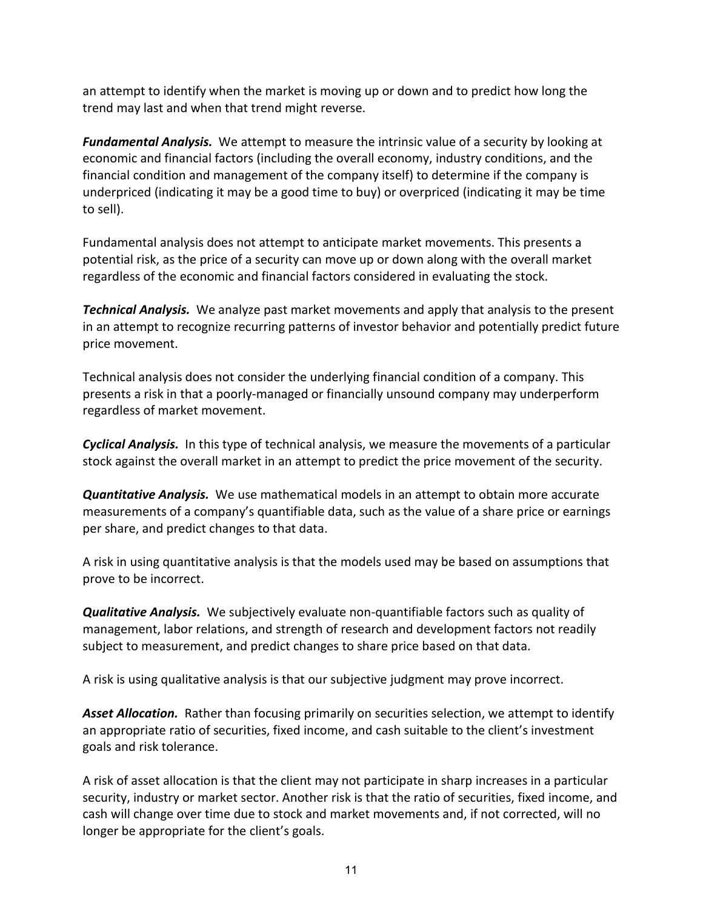an attempt to identify when the market is moving up or down and to predict how long the trend may last and when that trend might reverse.

***Fundamental Analysis.*** We attempt to measure the intrinsic value of a security by looking at economic and financial factors (including the overall economy, industry conditions, and the financial condition and management of the company itself) to determine if the company is underpriced (indicating it may be a good time to buy) or overpriced (indicating it may be time to sell).

Fundamental analysis does not attempt to anticipate market movements. This presents a potential risk, as the price of a security can move up or down along with the overall market regardless of the economic and financial factors considered in evaluating the stock.

***Technical Analysis.*** We analyze past market movements and apply that analysis to the present in an attempt to recognize recurring patterns of investor behavior and potentially predict future price movement.

Technical analysis does not consider the underlying financial condition of a company. This presents a risk in that a poorly-managed or financially unsound company may underperform regardless of market movement.

***Cyclical Analysis.*** In this type of technical analysis, we measure the movements of a particular stock against the overall market in an attempt to predict the price movement of the security.

***Quantitative Analysis.*** We use mathematical models in an attempt to obtain more accurate measurements of a company's quantifiable data, such as the value of a share price or earnings per share, and predict changes to that data.

A risk in using quantitative analysis is that the models used may be based on assumptions that prove to be incorrect.

***Qualitative Analysis.*** We subjectively evaluate non-quantifiable factors such as quality of management, labor relations, and strength of research and development factors not readily subject to measurement, and predict changes to share price based on that data.

A risk is using qualitative analysis is that our subjective judgment may prove incorrect.

***Asset Allocation.*** Rather than focusing primarily on securities selection, we attempt to identify an appropriate ratio of securities, fixed income, and cash suitable to the client's investment goals and risk tolerance.

A risk of asset allocation is that the client may not participate in sharp increases in a particular security, industry or market sector. Another risk is that the ratio of securities, fixed income, and cash will change over time due to stock and market movements and, if not corrected, will no longer be appropriate for the client's goals.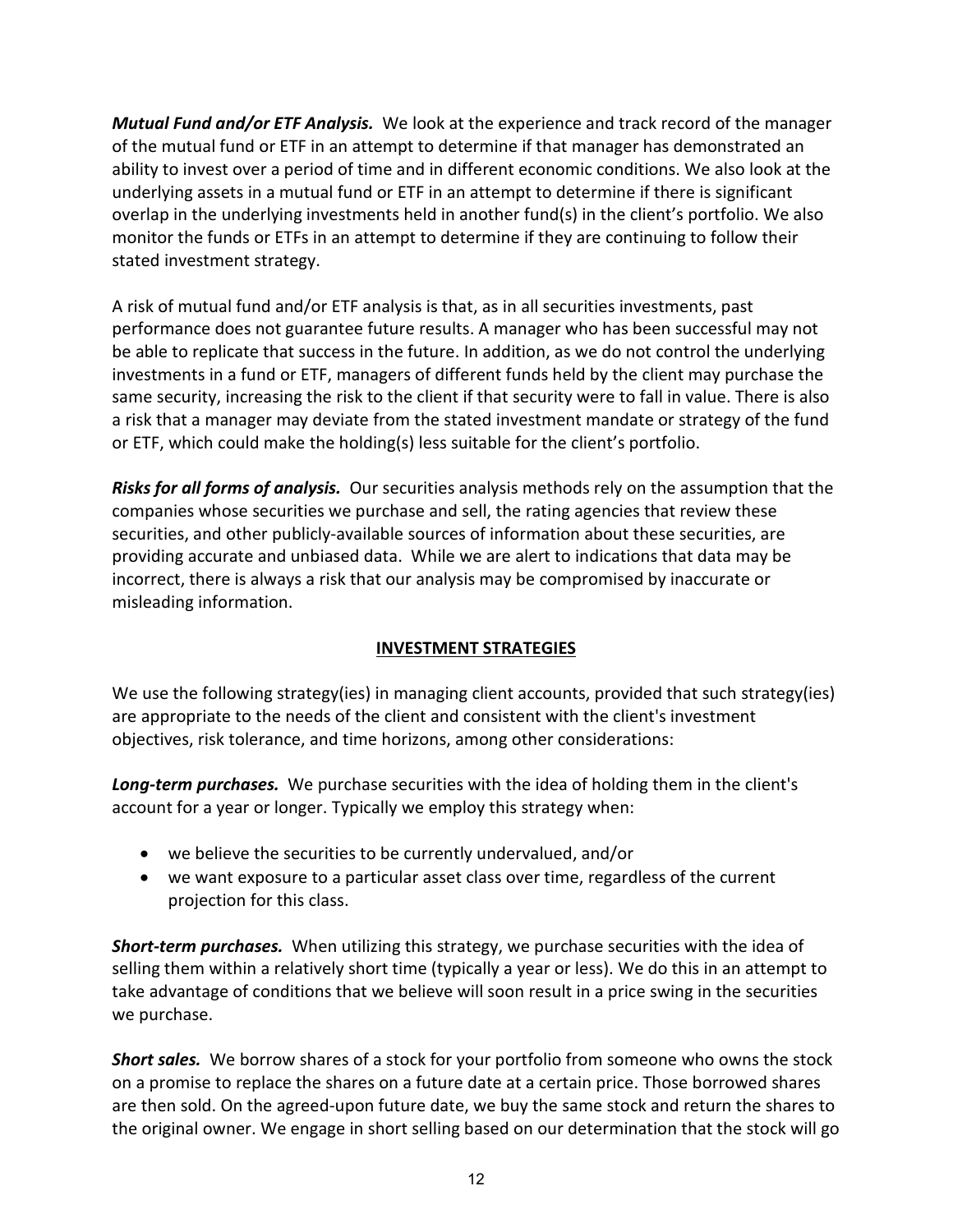***Mutual Fund and/or ETF Analysis.*** We look at the experience and track record of the manager of the mutual fund or ETF in an attempt to determine if that manager has demonstrated an ability to invest over a period of time and in different economic conditions. We also look at the underlying assets in a mutual fund or ETF in an attempt to determine if there is significant overlap in the underlying investments held in another fund(s) in the client's portfolio. We also monitor the funds or ETFs in an attempt to determine if they are continuing to follow their stated investment strategy.

A risk of mutual fund and/or ETF analysis is that, as in all securities investments, past performance does not guarantee future results. A manager who has been successful may not be able to replicate that success in the future. In addition, as we do not control the underlying investments in a fund or ETF, managers of different funds held by the client may purchase the same security, increasing the risk to the client if that security were to fall in value. There is also a risk that a manager may deviate from the stated investment mandate or strategy of the fund or ETF, which could make the holding(s) less suitable for the client's portfolio.

***Risks for all forms of analysis.*** Our securities analysis methods rely on the assumption that the companies whose securities we purchase and sell, the rating agencies that review these securities, and other publicly-available sources of information about these securities, are providing accurate and unbiased data. While we are alert to indications that data may be incorrect, there is always a risk that our analysis may be compromised by inaccurate or misleading information.

## INVESTMENT STRATEGIES

We use the following strategy(ies) in managing client accounts, provided that such strategy(ies) are appropriate to the needs of the client and consistent with the client's investment objectives, risk tolerance, and time horizons, among other considerations:

***Long-term purchases.*** We purchase securities with the idea of holding them in the client's account for a year or longer. Typically we employ this strategy when:

- we believe the securities to be currently undervalued, and/or
- we want exposure to a particular asset class over time, regardless of the current projection for this class.

***Short-term purchases.*** When utilizing this strategy, we purchase securities with the idea of selling them within a relatively short time (typically a year or less). We do this in an attempt to take advantage of conditions that we believe will soon result in a price swing in the securities we purchase.

***Short sales.*** We borrow shares of a stock for your portfolio from someone who owns the stock on a promise to replace the shares on a future date at a certain price. Those borrowed shares are then sold. On the agreed-upon future date, we buy the same stock and return the shares to the original owner. We engage in short selling based on our determination that the stock will go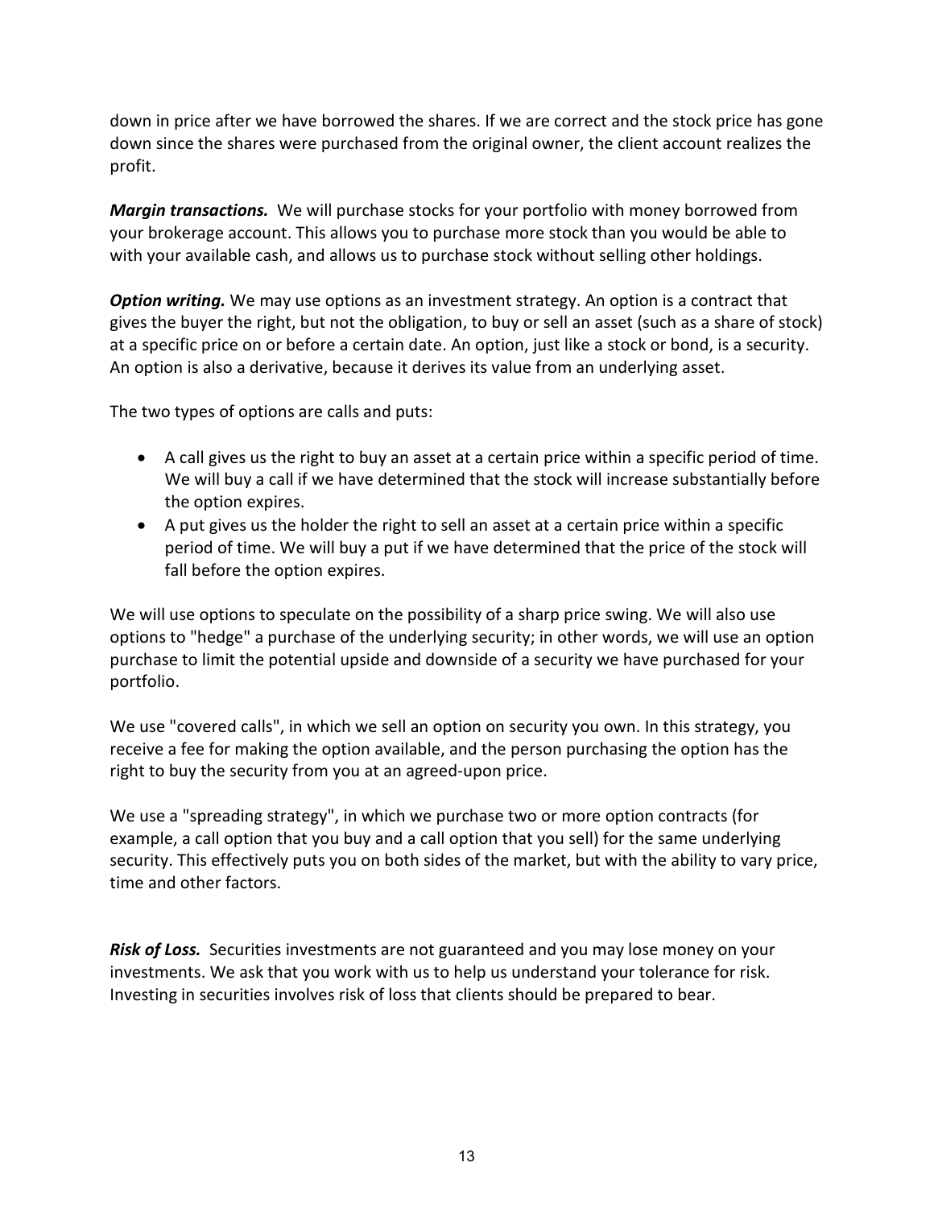down in price after we have borrowed the shares. If we are correct and the stock price has gone down since the shares were purchased from the original owner, the client account realizes the profit.

***Margin transactions.*** We will purchase stocks for your portfolio with money borrowed from your brokerage account. This allows you to purchase more stock than you would be able to with your available cash, and allows us to purchase stock without selling other holdings.

***Option writing.*** We may use options as an investment strategy. An option is a contract that gives the buyer the right, but not the obligation, to buy or sell an asset (such as a share of stock) at a specific price on or before a certain date. An option, just like a stock or bond, is a security. An option is also a derivative, because it derives its value from an underlying asset.

The two types of options are calls and puts:

- A call gives us the right to buy an asset at a certain price within a specific period of time. We will buy a call if we have determined that the stock will increase substantially before the option expires.
- A put gives us the holder the right to sell an asset at a certain price within a specific period of time. We will buy a put if we have determined that the price of the stock will fall before the option expires.

We will use options to speculate on the possibility of a sharp price swing. We will also use options to "hedge" a purchase of the underlying security; in other words, we will use an option purchase to limit the potential upside and downside of a security we have purchased for your portfolio.

We use "covered calls", in which we sell an option on security you own. In this strategy, you receive a fee for making the option available, and the person purchasing the option has the right to buy the security from you at an agreed-upon price.

We use a "spreading strategy", in which we purchase two or more option contracts (for example, a call option that you buy and a call option that you sell) for the same underlying security. This effectively puts you on both sides of the market, but with the ability to vary price, time and other factors.

***Risk of Loss.*** Securities investments are not guaranteed and you may lose money on your investments. We ask that you work with us to help us understand your tolerance for risk. Investing in securities involves risk of loss that clients should be prepared to bear.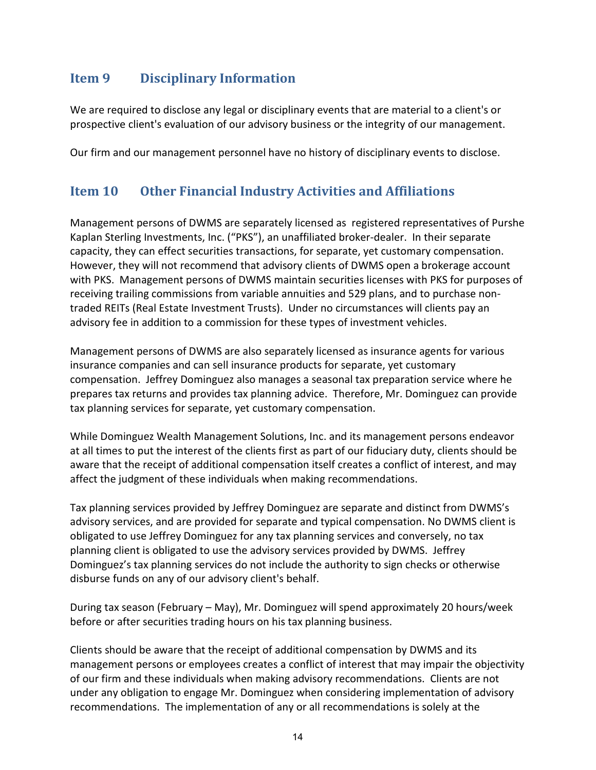## Item 9 Disciplinary Information

We are required to disclose any legal or disciplinary events that are material to a client's or prospective client's evaluation of our advisory business or the integrity of our management.

Our firm and our management personnel have no history of disciplinary events to disclose.

## Item 10 Other Financial Industry Activities and Affiliations

Management persons of DWMS are separately licensed as registered representatives of Purshe Kaplan Sterling Investments, Inc. ("PKS"), an unaffiliated broker-dealer. In their separate capacity, they can effect securities transactions, for separate, yet customary compensation. However, they will not recommend that advisory clients of DWMS open a brokerage account with PKS. Management persons of DWMS maintain securities licenses with PKS for purposes of receiving trailing commissions from variable annuities and 529 plans, and to purchase non-traded REITs (Real Estate Investment Trusts). Under no circumstances will clients pay an advisory fee in addition to a commission for these types of investment vehicles.

Management persons of DWMS are also separately licensed as insurance agents for various insurance companies and can sell insurance products for separate, yet customary compensation. Jeffrey Dominguez also manages a seasonal tax preparation service where he prepares tax returns and provides tax planning advice. Therefore, Mr. Dominguez can provide tax planning services for separate, yet customary compensation.

While Dominguez Wealth Management Solutions, Inc. and its management persons endeavor at all times to put the interest of the clients first as part of our fiduciary duty, clients should be aware that the receipt of additional compensation itself creates a conflict of interest, and may affect the judgment of these individuals when making recommendations.

Tax planning services provided by Jeffrey Dominguez are separate and distinct from DWMS's advisory services, and are provided for separate and typical compensation. No DWMS client is obligated to use Jeffrey Dominguez for any tax planning services and conversely, no tax planning client is obligated to use the advisory services provided by DWMS. Jeffrey Dominguez's tax planning services do not include the authority to sign checks or otherwise disburse funds on any of our advisory client's behalf.

During tax season (February – May), Mr. Dominguez will spend approximately 20 hours/week before or after securities trading hours on his tax planning business.

Clients should be aware that the receipt of additional compensation by DWMS and its management persons or employees creates a conflict of interest that may impair the objectivity of our firm and these individuals when making advisory recommendations. Clients are not under any obligation to engage Mr. Dominguez when considering implementation of advisory recommendations. The implementation of any or all recommendations is solely at the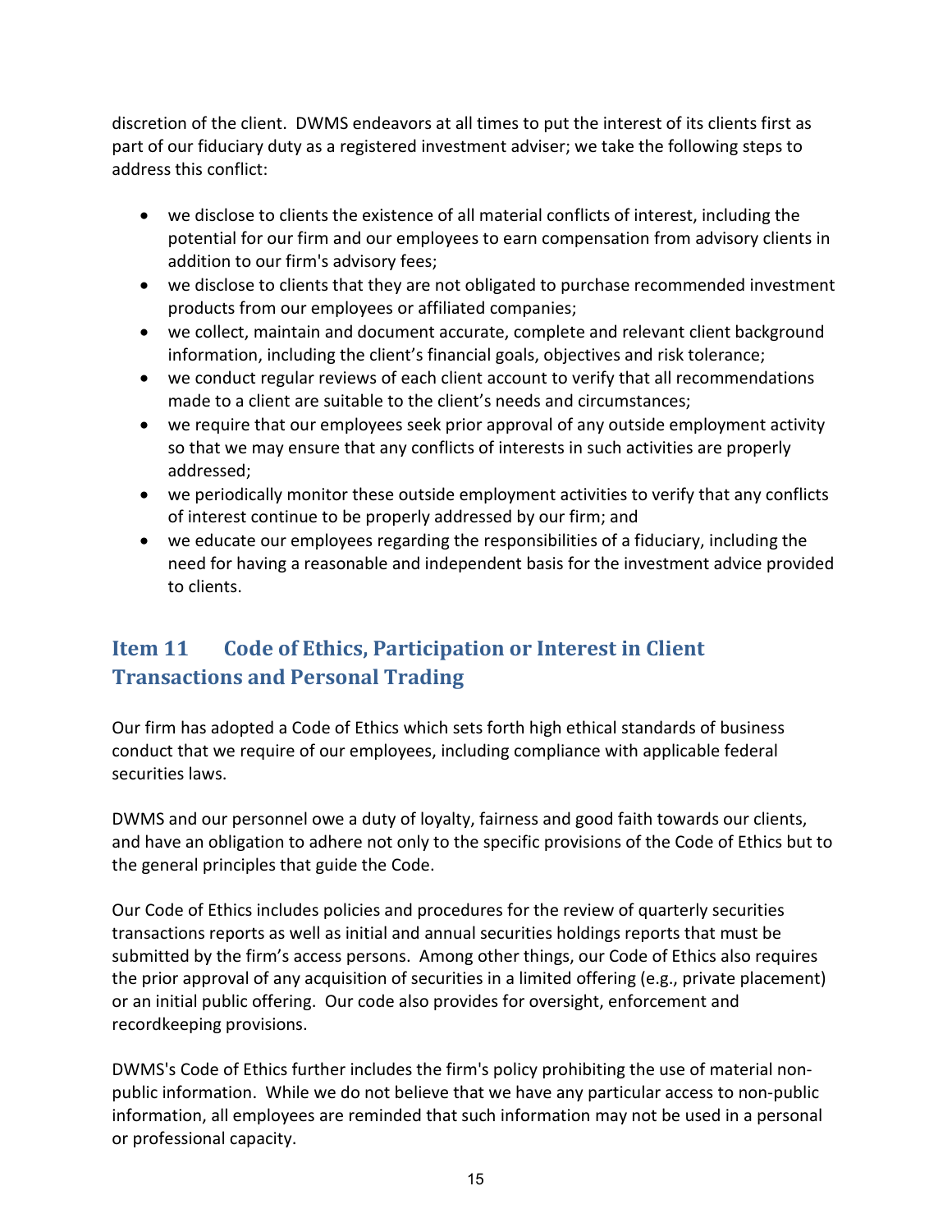discretion of the client. DWMS endeavors at all times to put the interest of its clients first as part of our fiduciary duty as a registered investment adviser; we take the following steps to address this conflict:

- we disclose to clients the existence of all material conflicts of interest, including the potential for our firm and our employees to earn compensation from advisory clients in addition to our firm's advisory fees;
- we disclose to clients that they are not obligated to purchase recommended investment products from our employees or affiliated companies;
- we collect, maintain and document accurate, complete and relevant client background information, including the client's financial goals, objectives and risk tolerance;
- we conduct regular reviews of each client account to verify that all recommendations made to a client are suitable to the client's needs and circumstances;
- we require that our employees seek prior approval of any outside employment activity so that we may ensure that any conflicts of interests in such activities are properly addressed;
- we periodically monitor these outside employment activities to verify that any conflicts of interest continue to be properly addressed by our firm; and
- we educate our employees regarding the responsibilities of a fiduciary, including the need for having a reasonable and independent basis for the investment advice provided to clients.

## Item 11 Code of Ethics, Participation or Interest in Client Transactions and Personal Trading

Our firm has adopted a Code of Ethics which sets forth high ethical standards of business conduct that we require of our employees, including compliance with applicable federal securities laws.

DWMS and our personnel owe a duty of loyalty, fairness and good faith towards our clients, and have an obligation to adhere not only to the specific provisions of the Code of Ethics but to the general principles that guide the Code.

Our Code of Ethics includes policies and procedures for the review of quarterly securities transactions reports as well as initial and annual securities holdings reports that must be submitted by the firm's access persons. Among other things, our Code of Ethics also requires the prior approval of any acquisition of securities in a limited offering (e.g., private placement) or an initial public offering. Our code also provides for oversight, enforcement and recordkeeping provisions.

DWMS's Code of Ethics further includes the firm's policy prohibiting the use of material non-public information. While we do not believe that we have any particular access to non-public information, all employees are reminded that such information may not be used in a personal or professional capacity.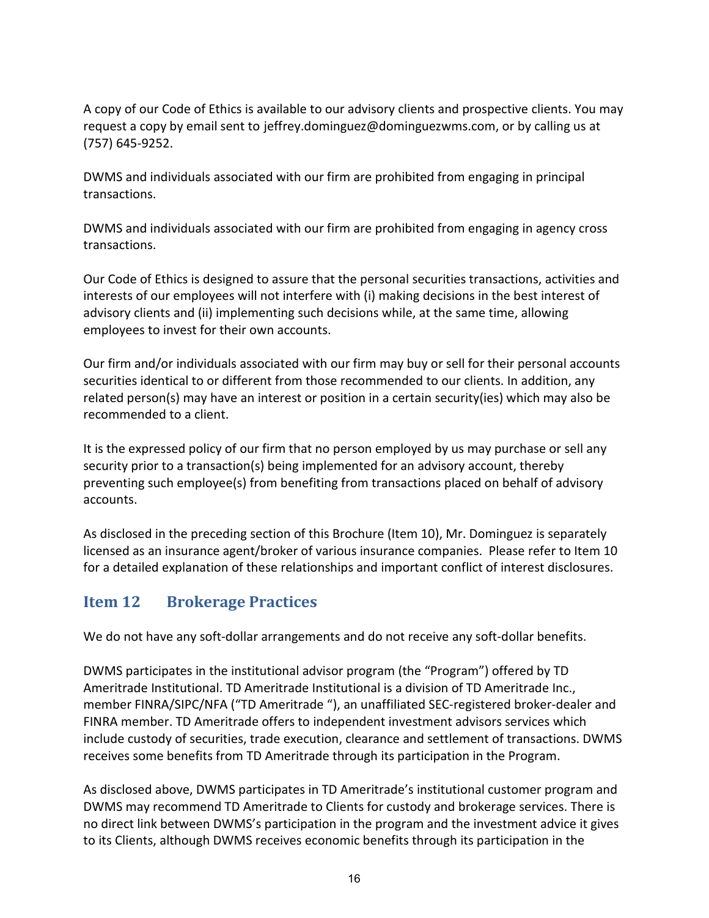A copy of our Code of Ethics is available to our advisory clients and prospective clients. You may request a copy by email sent to jeffrey.dominguez@dominguezwms.com, or by calling us at (757) 645-9252.

DWMS and individuals associated with our firm are prohibited from engaging in principal transactions.

DWMS and individuals associated with our firm are prohibited from engaging in agency cross transactions.

Our Code of Ethics is designed to assure that the personal securities transactions, activities and interests of our employees will not interfere with (i) making decisions in the best interest of advisory clients and (ii) implementing such decisions while, at the same time, allowing employees to invest for their own accounts.

Our firm and/or individuals associated with our firm may buy or sell for their personal accounts securities identical to or different from those recommended to our clients. In addition, any related person(s) may have an interest or position in a certain security(ies) which may also be recommended to a client.

It is the expressed policy of our firm that no person employed by us may purchase or sell any security prior to a transaction(s) being implemented for an advisory account, thereby preventing such employee(s) from benefiting from transactions placed on behalf of advisory accounts.

As disclosed in the preceding section of this Brochure (Item 10), Mr. Dominguez is separately licensed as an insurance agent/broker of various insurance companies. Please refer to Item 10 for a detailed explanation of these relationships and important conflict of interest disclosures.

## Item 12 Brokerage Practices

We do not have any soft-dollar arrangements and do not receive any soft-dollar benefits.

DWMS participates in the institutional advisor program (the "Program") offered by TD Ameritrade Institutional. TD Ameritrade Institutional is a division of TD Ameritrade Inc., member FINRA/SIPC/NFA ("TD Ameritrade "), an unaffiliated SEC-registered broker-dealer and FINRA member. TD Ameritrade offers to independent investment advisors services which include custody of securities, trade execution, clearance and settlement of transactions. DWMS receives some benefits from TD Ameritrade through its participation in the Program.

As disclosed above, DWMS participates in TD Ameritrade's institutional customer program and DWMS may recommend TD Ameritrade to Clients for custody and brokerage services. There is no direct link between DWMS's participation in the program and the investment advice it gives to its Clients, although DWMS receives economic benefits through its participation in the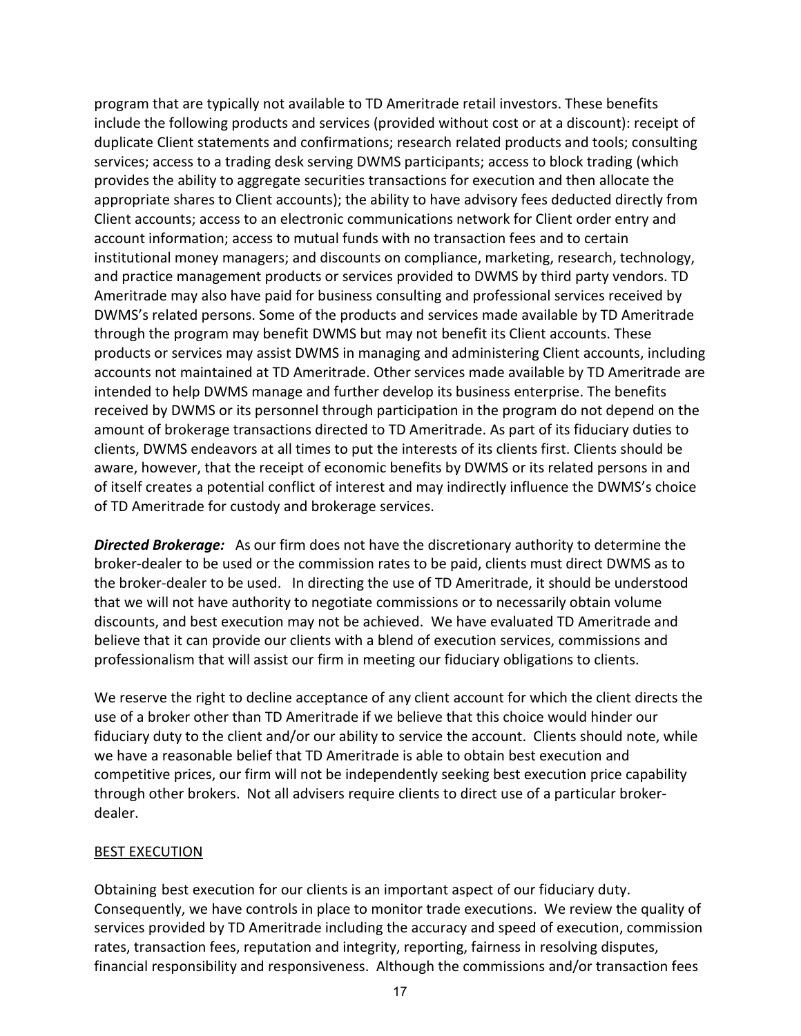program that are typically not available to TD Ameritrade retail investors. These benefits include the following products and services (provided without cost or at a discount): receipt of duplicate Client statements and confirmations; research related products and tools; consulting services; access to a trading desk serving DWMS participants; access to block trading (which provides the ability to aggregate securities transactions for execution and then allocate the appropriate shares to Client accounts); the ability to have advisory fees deducted directly from Client accounts; access to an electronic communications network for Client order entry and account information; access to mutual funds with no transaction fees and to certain institutional money managers; and discounts on compliance, marketing, research, technology, and practice management products or services provided to DWMS by third party vendors. TD Ameritrade may also have paid for business consulting and professional services received by DWMS's related persons. Some of the products and services made available by TD Ameritrade through the program may benefit DWMS but may not benefit its Client accounts. These products or services may assist DWMS in managing and administering Client accounts, including accounts not maintained at TD Ameritrade. Other services made available by TD Ameritrade are intended to help DWMS manage and further develop its business enterprise. The benefits received by DWMS or its personnel through participation in the program do not depend on the amount of brokerage transactions directed to TD Ameritrade. As part of its fiduciary duties to clients, DWMS endeavors at all times to put the interests of its clients first. Clients should be aware, however, that the receipt of economic benefits by DWMS or its related persons in and of itself creates a potential conflict of interest and may indirectly influence the DWMS's choice of TD Ameritrade for custody and brokerage services.

***Directed Brokerage:*** As our firm does not have the discretionary authority to determine the broker-dealer to be used or the commission rates to be paid, clients must direct DWMS as to the broker-dealer to be used. In directing the use of TD Ameritrade, it should be understood that we will not have authority to negotiate commissions or to necessarily obtain volume discounts, and best execution may not be achieved. We have evaluated TD Ameritrade and believe that it can provide our clients with a blend of execution services, commissions and professionalism that will assist our firm in meeting our fiduciary obligations to clients.

We reserve the right to decline acceptance of any client account for which the client directs the use of a broker other than TD Ameritrade if we believe that this choice would hinder our fiduciary duty to the client and/or our ability to service the account. Clients should note, while we have a reasonable belief that TD Ameritrade is able to obtain best execution and competitive prices, our firm will not be independently seeking best execution price capability through other brokers. Not all advisers require clients to direct use of a particular broker-dealer.

<u>BEST EXECUTION</u>

Obtaining best execution for our clients is an important aspect of our fiduciary duty. Consequently, we have controls in place to monitor trade executions. We review the quality of services provided by TD Ameritrade including the accuracy and speed of execution, commission rates, transaction fees, reputation and integrity, reporting, fairness in resolving disputes, financial responsibility and responsiveness. Although the commissions and/or transaction fees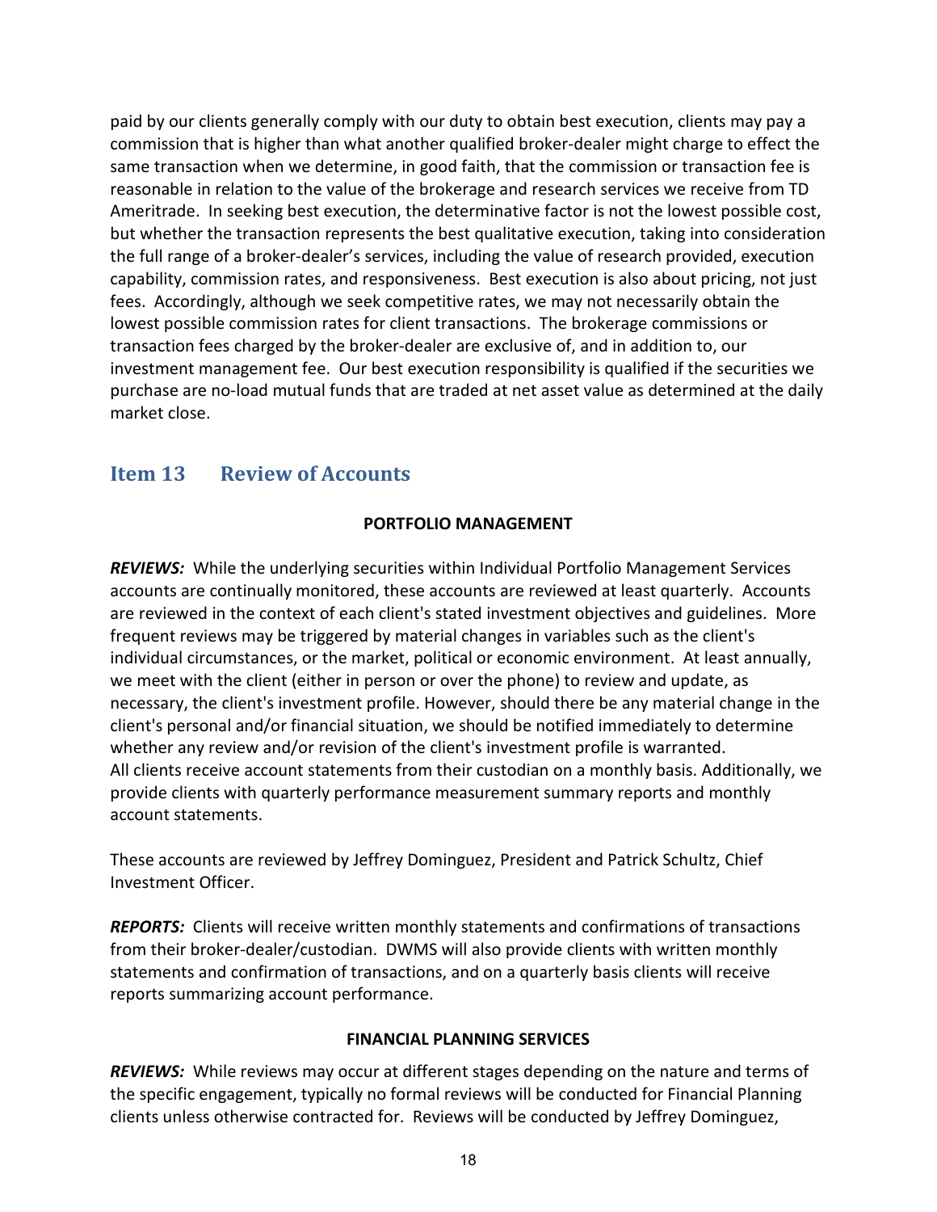paid by our clients generally comply with our duty to obtain best execution, clients may pay a commission that is higher than what another qualified broker-dealer might charge to effect the same transaction when we determine, in good faith, that the commission or transaction fee is reasonable in relation to the value of the brokerage and research services we receive from TD Ameritrade. In seeking best execution, the determinative factor is not the lowest possible cost, but whether the transaction represents the best qualitative execution, taking into consideration the full range of a broker-dealer's services, including the value of research provided, execution capability, commission rates, and responsiveness. Best execution is also about pricing, not just fees. Accordingly, although we seek competitive rates, we may not necessarily obtain the lowest possible commission rates for client transactions. The brokerage commissions or transaction fees charged by the broker-dealer are exclusive of, and in addition to, our investment management fee. Our best execution responsibility is qualified if the securities we purchase are no-load mutual funds that are traded at net asset value as determined at the daily market close.

## Item 13 Review of Accounts

**PORTFOLIO MANAGEMENT**

***REVIEWS:*** While the underlying securities within Individual Portfolio Management Services accounts are continually monitored, these accounts are reviewed at least quarterly. Accounts are reviewed in the context of each client's stated investment objectives and guidelines. More frequent reviews may be triggered by material changes in variables such as the client's individual circumstances, or the market, political or economic environment. At least annually, we meet with the client (either in person or over the phone) to review and update, as necessary, the client's investment profile. However, should there be any material change in the client's personal and/or financial situation, we should be notified immediately to determine whether any review and/or revision of the client's investment profile is warranted.
All clients receive account statements from their custodian on a monthly basis. Additionally, we provide clients with quarterly performance measurement summary reports and monthly account statements.

These accounts are reviewed by Jeffrey Dominguez, President and Patrick Schultz, Chief Investment Officer.

***REPORTS:*** Clients will receive written monthly statements and confirmations of transactions from their broker-dealer/custodian. DWMS will also provide clients with written monthly statements and confirmation of transactions, and on a quarterly basis clients will receive reports summarizing account performance.

**FINANCIAL PLANNING SERVICES**

***REVIEWS:*** While reviews may occur at different stages depending on the nature and terms of the specific engagement, typically no formal reviews will be conducted for Financial Planning clients unless otherwise contracted for. Reviews will be conducted by Jeffrey Dominguez,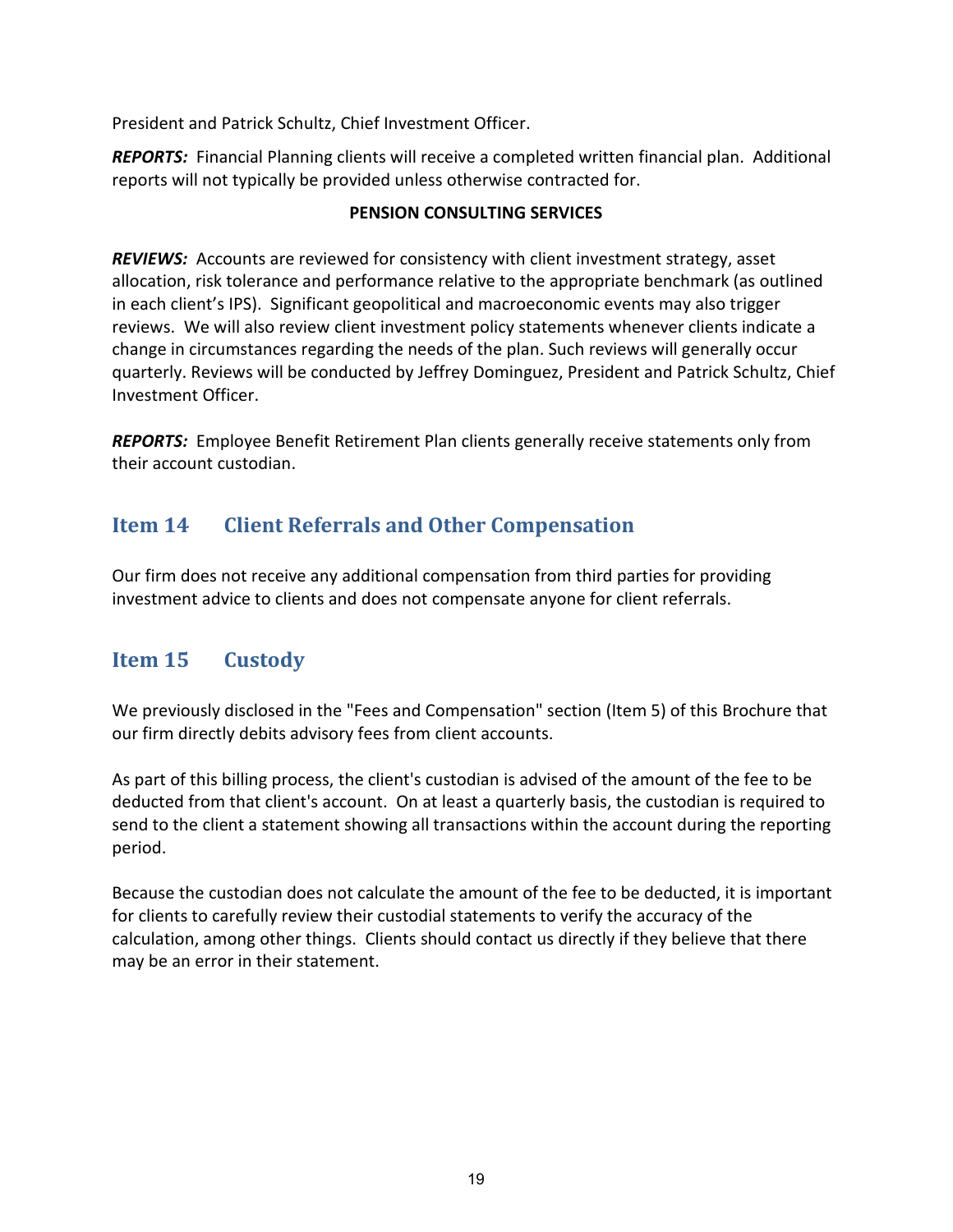President and Patrick Schultz, Chief Investment Officer.

***REPORTS:*** Financial Planning clients will receive a completed written financial plan. Additional reports will not typically be provided unless otherwise contracted for.

**PENSION CONSULTING SERVICES**

***REVIEWS:*** Accounts are reviewed for consistency with client investment strategy, asset allocation, risk tolerance and performance relative to the appropriate benchmark (as outlined in each client's IPS). Significant geopolitical and macroeconomic events may also trigger reviews. We will also review client investment policy statements whenever clients indicate a change in circumstances regarding the needs of the plan. Such reviews will generally occur quarterly. Reviews will be conducted by Jeffrey Dominguez, President and Patrick Schultz, Chief Investment Officer.

***REPORTS:*** Employee Benefit Retirement Plan clients generally receive statements only from their account custodian.

## Item 14 Client Referrals and Other Compensation

Our firm does not receive any additional compensation from third parties for providing investment advice to clients and does not compensate anyone for client referrals.

## Item 15 Custody

We previously disclosed in the "Fees and Compensation" section (Item 5) of this Brochure that our firm directly debits advisory fees from client accounts.

As part of this billing process, the client's custodian is advised of the amount of the fee to be deducted from that client's account. On at least a quarterly basis, the custodian is required to send to the client a statement showing all transactions within the account during the reporting period.

Because the custodian does not calculate the amount of the fee to be deducted, it is important for clients to carefully review their custodial statements to verify the accuracy of the calculation, among other things. Clients should contact us directly if they believe that there may be an error in their statement.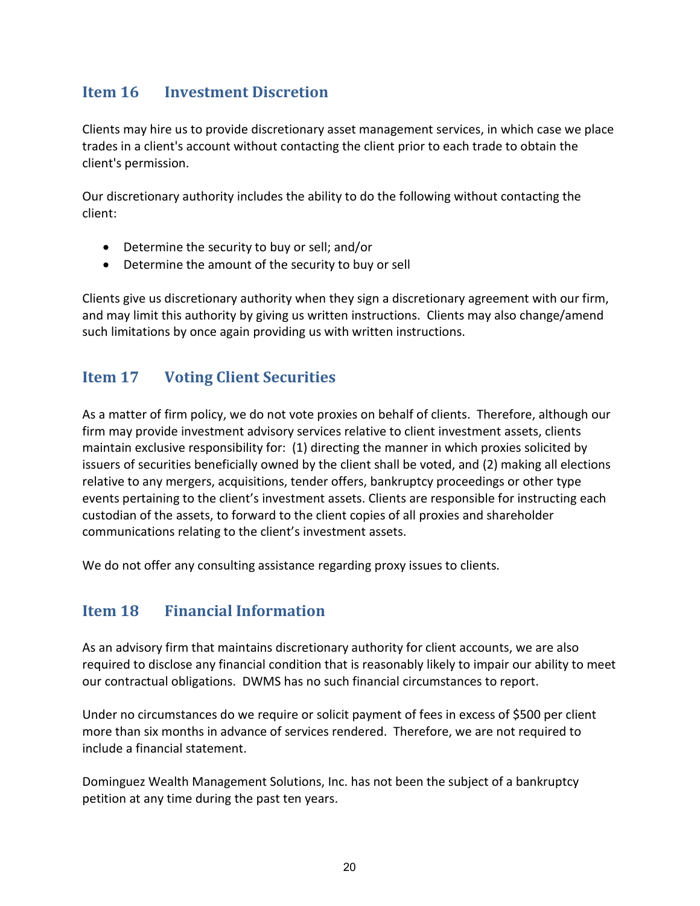## Item 16 Investment Discretion

Clients may hire us to provide discretionary asset management services, in which case we place trades in a client's account without contacting the client prior to each trade to obtain the client's permission.

Our discretionary authority includes the ability to do the following without contacting the client:

- Determine the security to buy or sell; and/or
- Determine the amount of the security to buy or sell

Clients give us discretionary authority when they sign a discretionary agreement with our firm, and may limit this authority by giving us written instructions. Clients may also change/amend such limitations by once again providing us with written instructions.

## Item 17 Voting Client Securities

As a matter of firm policy, we do not vote proxies on behalf of clients. Therefore, although our firm may provide investment advisory services relative to client investment assets, clients maintain exclusive responsibility for: (1) directing the manner in which proxies solicited by issuers of securities beneficially owned by the client shall be voted, and (2) making all elections relative to any mergers, acquisitions, tender offers, bankruptcy proceedings or other type events pertaining to the client's investment assets. Clients are responsible for instructing each custodian of the assets, to forward to the client copies of all proxies and shareholder communications relating to the client's investment assets.

We do not offer any consulting assistance regarding proxy issues to clients.

## Item 18 Financial Information

As an advisory firm that maintains discretionary authority for client accounts, we are also required to disclose any financial condition that is reasonably likely to impair our ability to meet our contractual obligations. DWMS has no such financial circumstances to report.

Under no circumstances do we require or solicit payment of fees in excess of $500 per client more than six months in advance of services rendered. Therefore, we are not required to include a financial statement.

Dominguez Wealth Management Solutions, Inc. has not been the subject of a bankruptcy petition at any time during the past ten years.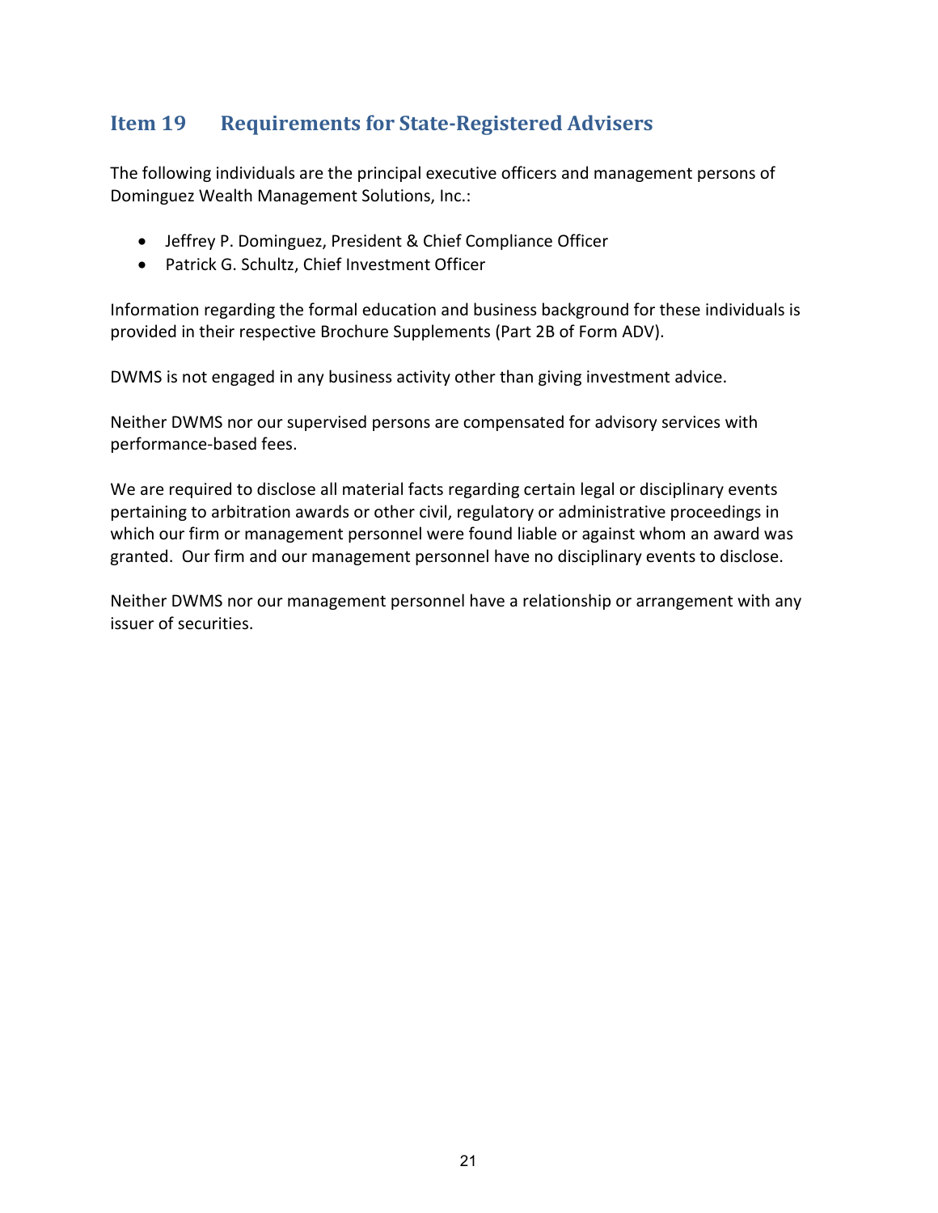## Item 19 Requirements for State-Registered Advisers

The following individuals are the principal executive officers and management persons of Dominguez Wealth Management Solutions, Inc.:

- Jeffrey P. Dominguez, President & Chief Compliance Officer
- Patrick G. Schultz, Chief Investment Officer

Information regarding the formal education and business background for these individuals is provided in their respective Brochure Supplements (Part 2B of Form ADV).

DWMS is not engaged in any business activity other than giving investment advice.

Neither DWMS nor our supervised persons are compensated for advisory services with performance-based fees.

We are required to disclose all material facts regarding certain legal or disciplinary events pertaining to arbitration awards or other civil, regulatory or administrative proceedings in which our firm or management personnel were found liable or against whom an award was granted. Our firm and our management personnel have no disciplinary events to disclose.

Neither DWMS nor our management personnel have a relationship or arrangement with any issuer of securities.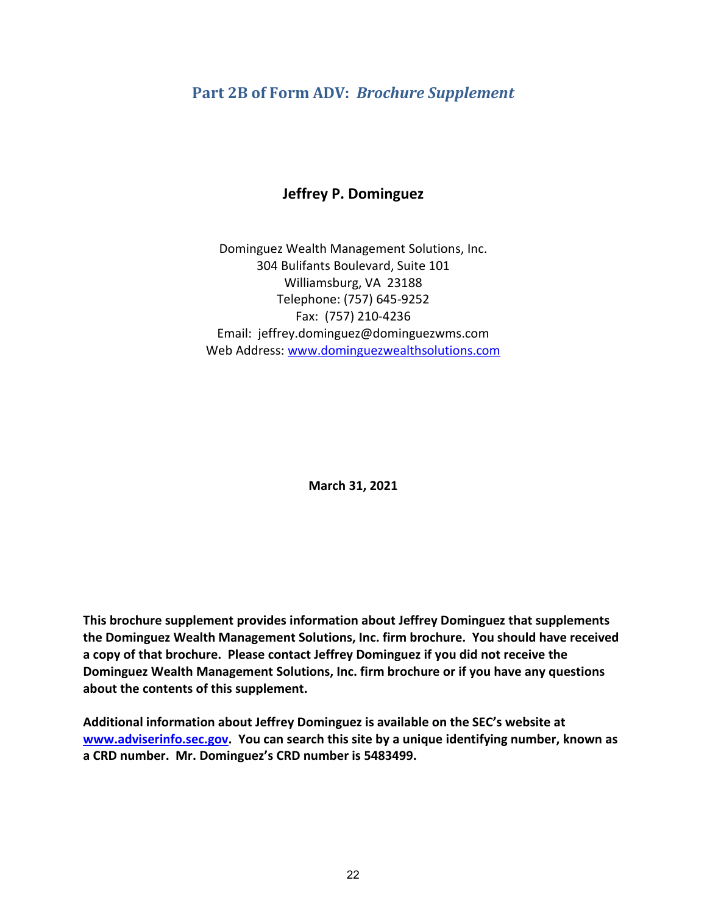# Part 2B of Form ADV: *Brochure Supplement*

## Jeffrey P. Dominguez

Dominguez Wealth Management Solutions, Inc.
304 Bulifants Boulevard, Suite 101
Williamsburg, VA 23188
Telephone: (757) 645-9252
Fax: (757) 210-4236
Email: jeffrey.dominguez@dominguezwms.com
Web Address: www.dominguezwealthsolutions.com

**March 31, 2021**

**This brochure supplement provides information about Jeffrey Dominguez that supplements the Dominguez Wealth Management Solutions, Inc. firm brochure. You should have received a copy of that brochure. Please contact Jeffrey Dominguez if you did not receive the Dominguez Wealth Management Solutions, Inc. firm brochure or if you have any questions about the contents of this supplement.**

**Additional information about Jeffrey Dominguez is available on the SEC's website at www.adviserinfo.sec.gov. You can search this site by a unique identifying number, known as a CRD number. Mr. Dominguez's CRD number is 5483499.**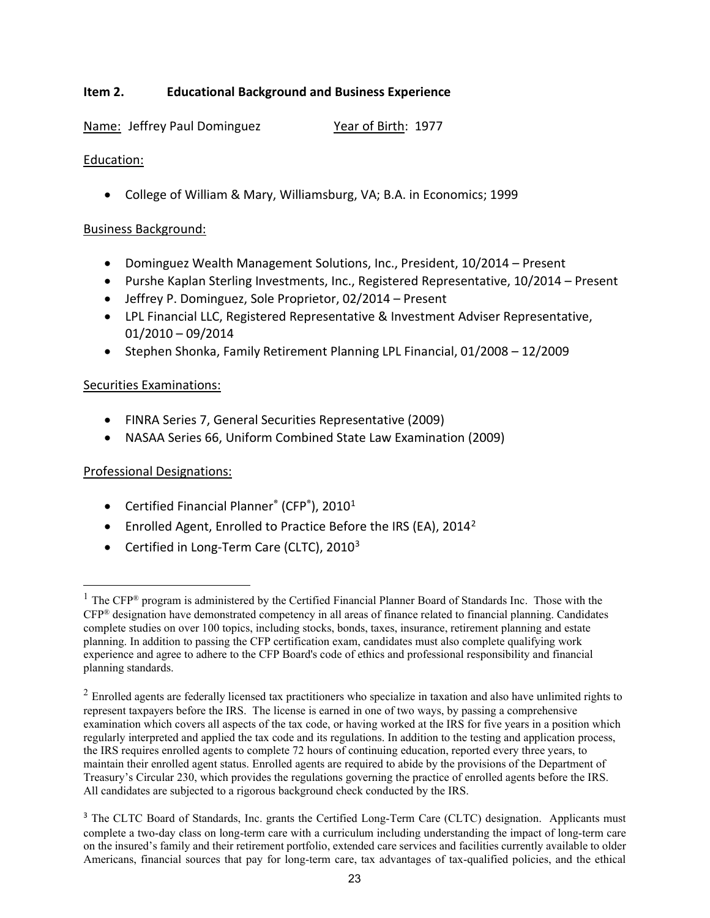## Item 2. Educational Background and Business Experience

Name: Jeffrey Paul Dominguez Year of Birth: 1977

Education:

- College of William & Mary, Williamsburg, VA; B.A. in Economics; 1999

Business Background:

- Dominguez Wealth Management Solutions, Inc., President, 10/2014 – Present
- Purshe Kaplan Sterling Investments, Inc., Registered Representative, 10/2014 – Present
- Jeffrey P. Dominguez, Sole Proprietor, 02/2014 – Present
- LPL Financial LLC, Registered Representative & Investment Adviser Representative, 01/2010 – 09/2014
- Stephen Shonka, Family Retirement Planning LPL Financial, 01/2008 – 12/2009

Securities Examinations:

- FINRA Series 7, General Securities Representative (2009)
- NASAA Series 66, Uniform Combined State Law Examination (2009)

Professional Designations:

- Certified Financial Planner® (CFP®), 2010[1]
- Enrolled Agent, Enrolled to Practice Before the IRS (EA), 2014[2]
- Certified in Long-Term Care (CLTC), 2010[3]

---

[1] The CFP® program is administered by the Certified Financial Planner Board of Standards Inc. Those with the CFP® designation have demonstrated competency in all areas of finance related to financial planning. Candidates complete studies on over 100 topics, including stocks, bonds, taxes, insurance, retirement planning and estate planning. In addition to passing the CFP certification exam, candidates must also complete qualifying work experience and agree to adhere to the CFP Board's code of ethics and professional responsibility and financial planning standards.

[2] Enrolled agents are federally licensed tax practitioners who specialize in taxation and also have unlimited rights to represent taxpayers before the IRS. The license is earned in one of two ways, by passing a comprehensive examination which covers all aspects of the tax code, or having worked at the IRS for five years in a position which regularly interpreted and applied the tax code and its regulations. In addition to the testing and application process, the IRS requires enrolled agents to complete 72 hours of continuing education, reported every three years, to maintain their enrolled agent status. Enrolled agents are required to abide by the provisions of the Department of Treasury's Circular 230, which provides the regulations governing the practice of enrolled agents before the IRS. All candidates are subjected to a rigorous background check conducted by the IRS.

[3] The CLTC Board of Standards, Inc. grants the Certified Long-Term Care (CLTC) designation. Applicants must complete a two-day class on long-term care with a curriculum including understanding the impact of long-term care on the insured's family and their retirement portfolio, extended care services and facilities currently available to older Americans, financial sources that pay for long-term care, tax advantages of tax-qualified policies, and the ethical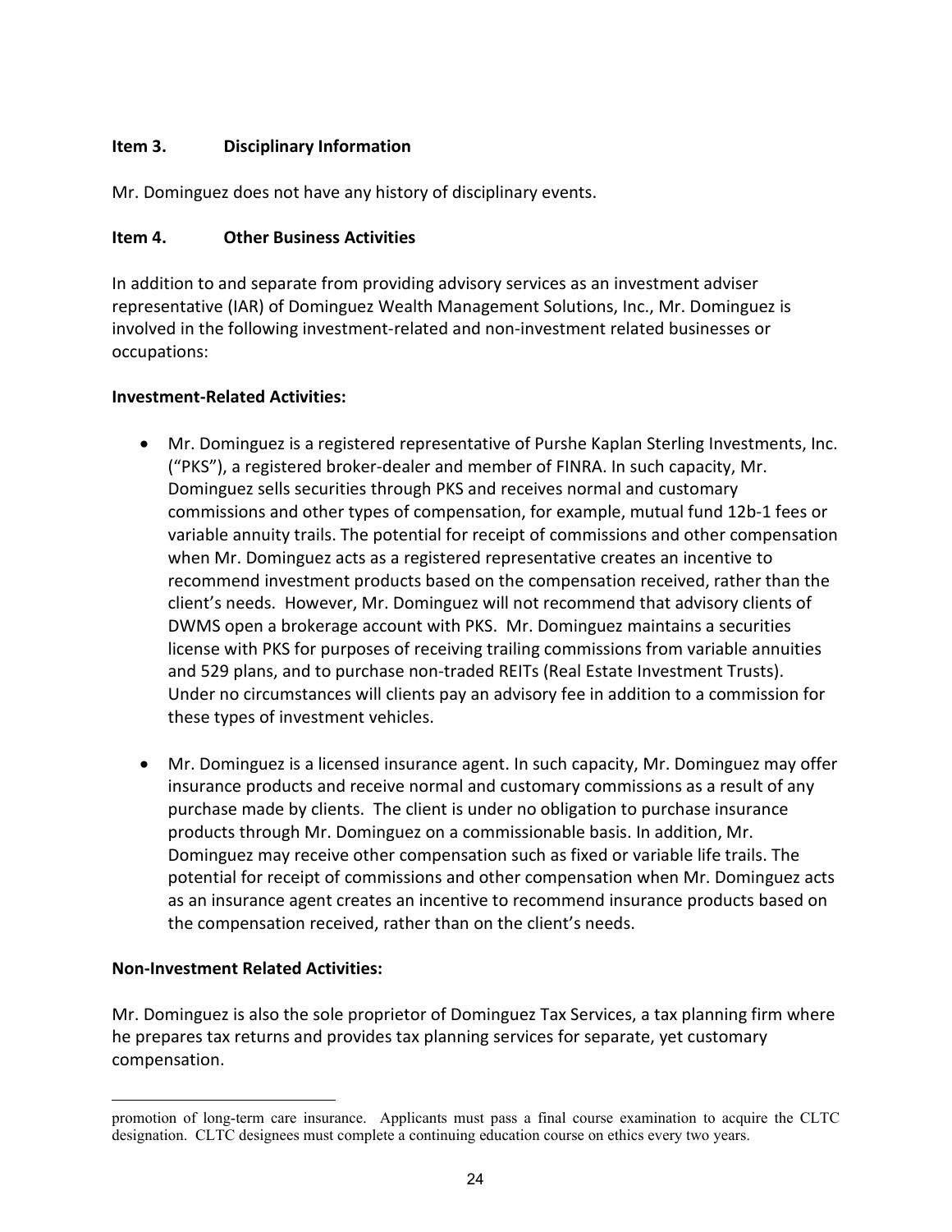## Item 3. Disciplinary Information

Mr. Dominguez does not have any history of disciplinary events.

## Item 4. Other Business Activities

In addition to and separate from providing advisory services as an investment adviser representative (IAR) of Dominguez Wealth Management Solutions, Inc., Mr. Dominguez is involved in the following investment-related and non-investment related businesses or occupations:

**Investment-Related Activities:**

- Mr. Dominguez is a registered representative of Purshe Kaplan Sterling Investments, Inc. ("PKS"), a registered broker-dealer and member of FINRA. In such capacity, Mr. Dominguez sells securities through PKS and receives normal and customary commissions and other types of compensation, for example, mutual fund 12b-1 fees or variable annuity trails. The potential for receipt of commissions and other compensation when Mr. Dominguez acts as a registered representative creates an incentive to recommend investment products based on the compensation received, rather than the client's needs. However, Mr. Dominguez will not recommend that advisory clients of DWMS open a brokerage account with PKS. Mr. Dominguez maintains a securities license with PKS for purposes of receiving trailing commissions from variable annuities and 529 plans, and to purchase non-traded REITs (Real Estate Investment Trusts). Under no circumstances will clients pay an advisory fee in addition to a commission for these types of investment vehicles.

- Mr. Dominguez is a licensed insurance agent. In such capacity, Mr. Dominguez may offer insurance products and receive normal and customary commissions as a result of any purchase made by clients. The client is under no obligation to purchase insurance products through Mr. Dominguez on a commissionable basis. In addition, Mr. Dominguez may receive other compensation such as fixed or variable life trails. The potential for receipt of commissions and other compensation when Mr. Dominguez acts as an insurance agent creates an incentive to recommend insurance products based on the compensation received, rather than on the client's needs.

**Non-Investment Related Activities:**

Mr. Dominguez is also the sole proprietor of Dominguez Tax Services, a tax planning firm where he prepares tax returns and provides tax planning services for separate, yet customary compensation.

---

promotion of long-term care insurance. Applicants must pass a final course examination to acquire the CLTC designation. CLTC designees must complete a continuing education course on ethics every two years.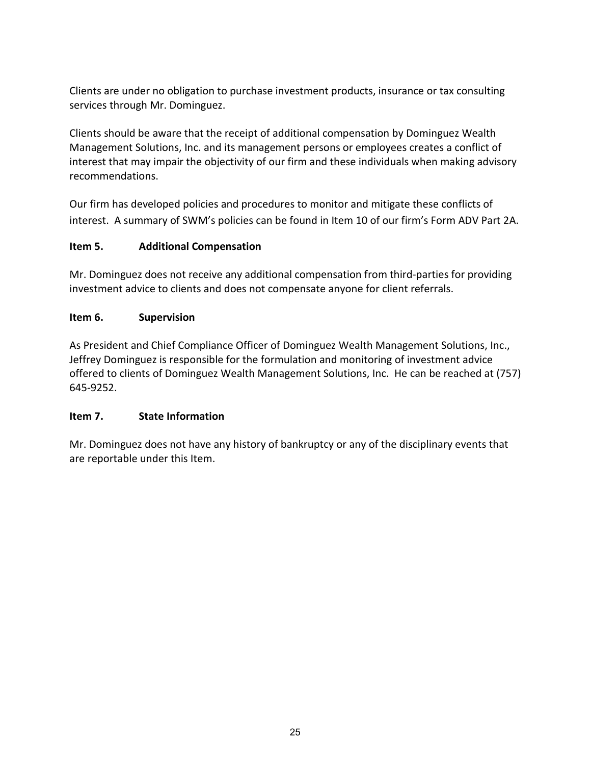Clients are under no obligation to purchase investment products, insurance or tax consulting services through Mr. Dominguez.

Clients should be aware that the receipt of additional compensation by Dominguez Wealth Management Solutions, Inc. and its management persons or employees creates a conflict of interest that may impair the objectivity of our firm and these individuals when making advisory recommendations.

Our firm has developed policies and procedures to monitor and mitigate these conflicts of interest. A summary of SWM's policies can be found in Item 10 of our firm's Form ADV Part 2A.

### Item 5. Additional Compensation

Mr. Dominguez does not receive any additional compensation from third-parties for providing investment advice to clients and does not compensate anyone for client referrals.

### Item 6. Supervision

As President and Chief Compliance Officer of Dominguez Wealth Management Solutions, Inc., Jeffrey Dominguez is responsible for the formulation and monitoring of investment advice offered to clients of Dominguez Wealth Management Solutions, Inc. He can be reached at (757) 645-9252.

### Item 7. State Information

Mr. Dominguez does not have any history of bankruptcy or any of the disciplinary events that are reportable under this Item.